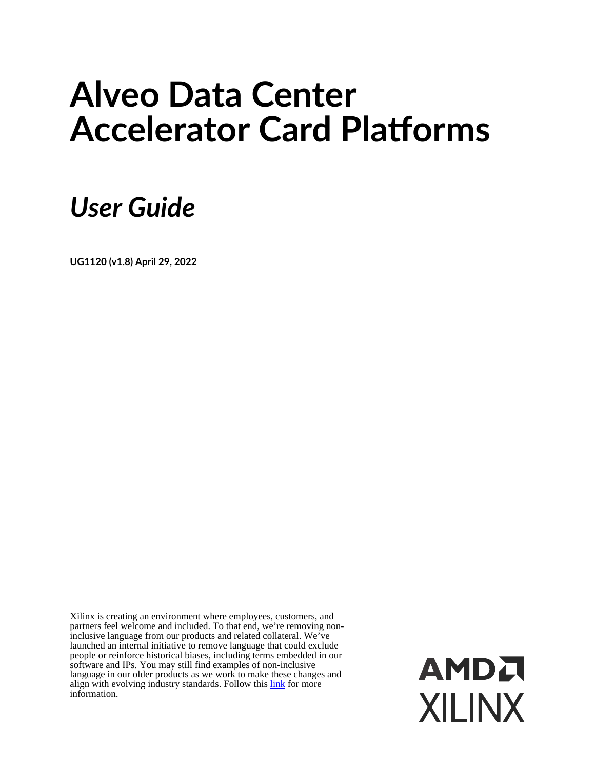# Alveo Data Center Accelerator Card Platforms

## *User Guide*

**UG1120 (v1.8) April 29, 2022**

Xilinx is creating an environment where employees, customers, and partners feel welcome and included. To that end, we're removing non-inclusive language from our products and related collateral. We've launched an internal initiative to remove language that could exclude people or reinforce historical biases, including terms embedded in our software and IPs. You may still find examples of non-inclusive language in our older products as we work to make these changes and align with evolving industry standards. Follow this link for more information.

AMD
XILINX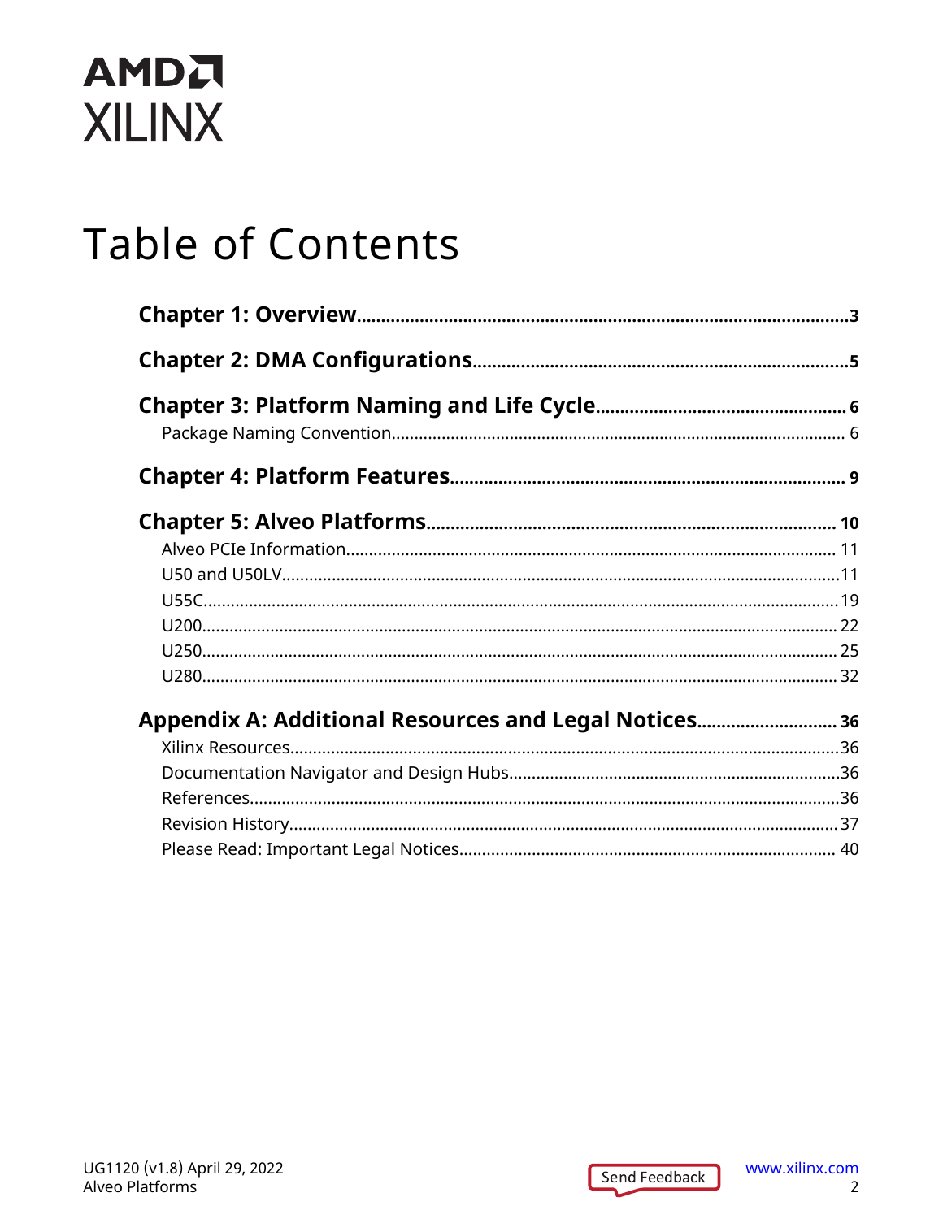# Table of Contents

**Chapter 1: Overview** ........................................................ 3

**Chapter 2: DMA Configurations** ........................................................ 5

**Chapter 3: Platform Naming and Life Cycle** ........................................................ 6

- Package Naming Convention ........................................................ 6

**Chapter 4: Platform Features** ........................................................ 9

**Chapter 5: Alveo Platforms** ........................................................ 10

- Alveo PCIe Information ........................................................ 11
- U50 and U50LV ........................................................ 11
- U55C ........................................................ 19
- U200 ........................................................ 22
- U250 ........................................................ 25
- U280 ........................................................ 32

**Appendix A: Additional Resources and Legal Notices** ........................................................ 36

- Xilinx Resources ........................................................ 36
- Documentation Navigator and Design Hubs ........................................................ 36
- References ........................................................ 36
- Revision History ........................................................ 37
- Please Read: Important Legal Notices ........................................................ 40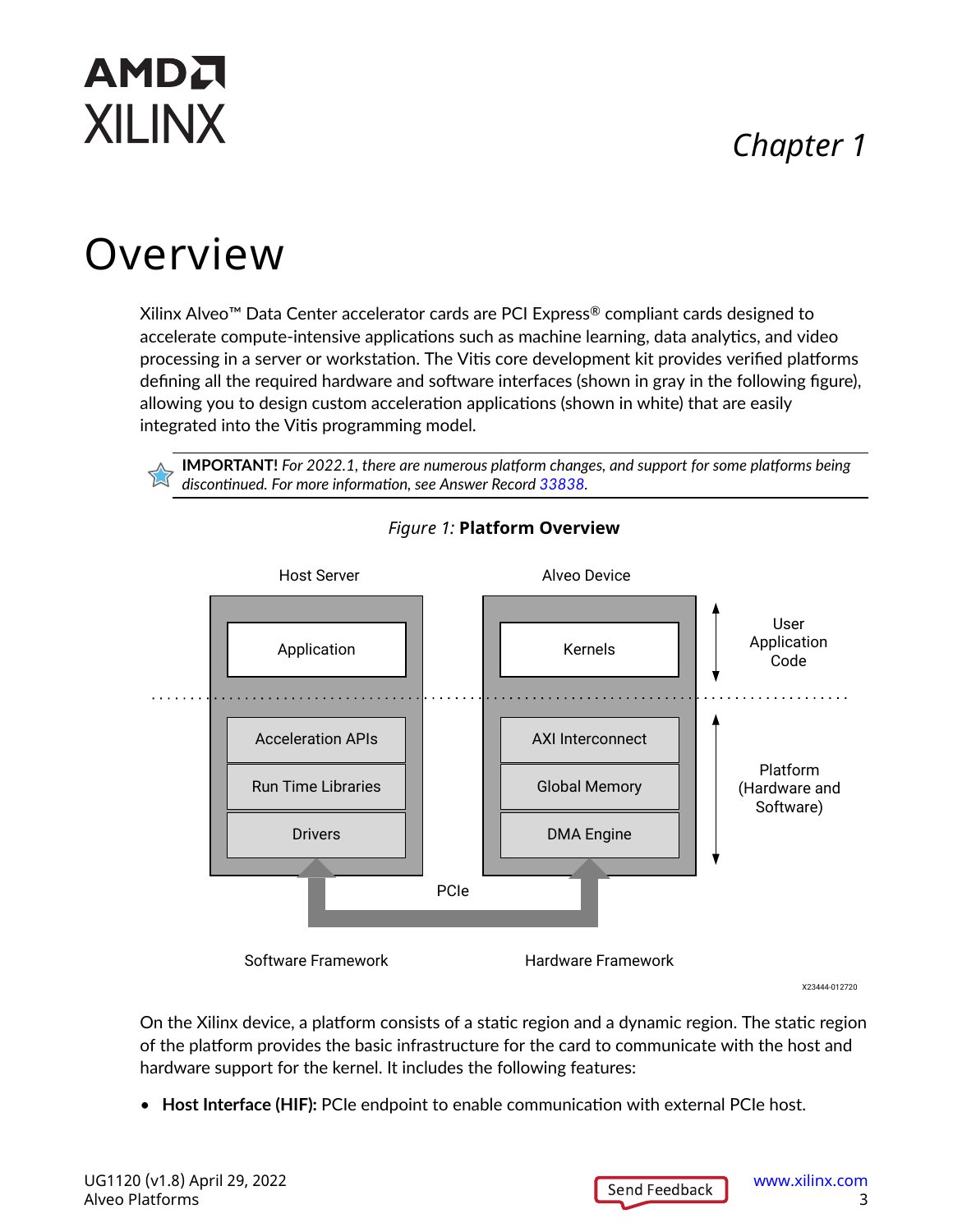# Chapter 1

# Overview

Xilinx Alveo™ Data Center accelerator cards are PCI Express® compliant cards designed to accelerate compute-intensive applications such as machine learning, data analytics, and video processing in a server or workstation. The Vitis core development kit provides verified platforms defining all the required hardware and software interfaces (shown in gray in the following figure), allowing you to design custom acceleration applications (shown in white) that are easily integrated into the Vitis programming model.

> **IMPORTANT!** *For 2022.1, there are numerous platform changes, and support for some platforms being discontinued. For more information, see Answer Record 33838.*

*Figure 1:* **Platform Overview**

On the Xilinx device, a platform consists of a static region and a dynamic region. The static region of the platform provides the basic infrastructure for the card to communicate with the host and hardware support for the kernel. It includes the following features:

- **Host Interface (HIF):** PCIe endpoint to enable communication with external PCIe host.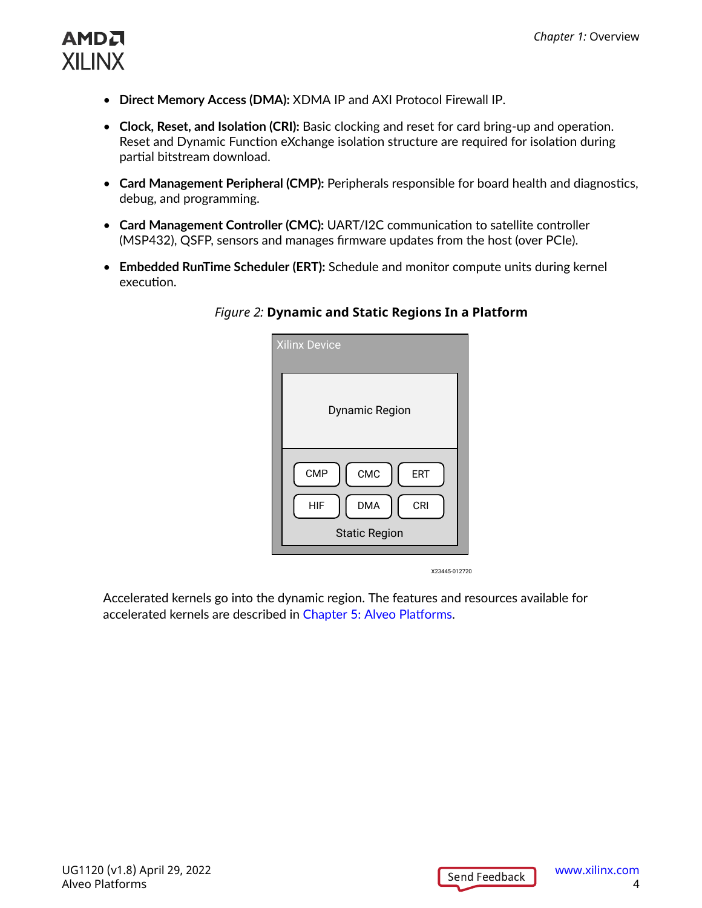- **Direct Memory Access (DMA):** XDMA IP and AXI Protocol Firewall IP.
- **Clock, Reset, and Isolation (CRI):** Basic clocking and reset for card bring-up and operation. Reset and Dynamic Function eXchange isolation structure are required for isolation during partial bitstream download.
- **Card Management Peripheral (CMP):** Peripherals responsible for board health and diagnostics, debug, and programming.
- **Card Management Controller (CMC):** UART/I2C communication to satellite controller (MSP432), QSFP, sensors and manages firmware updates from the host (over PCIe).
- **Embedded RunTime Scheduler (ERT):** Schedule and monitor compute units during kernel execution.

*Figure 2:* **Dynamic and Static Regions In a Platform**

Xilinx Device

Dynamic Region

CMP CMC ERT

HIF DMA CRI

Static Region

X23445-012720

Accelerated kernels go into the dynamic region. The features and resources available for accelerated kernels are described in Chapter 5: Alveo Platforms.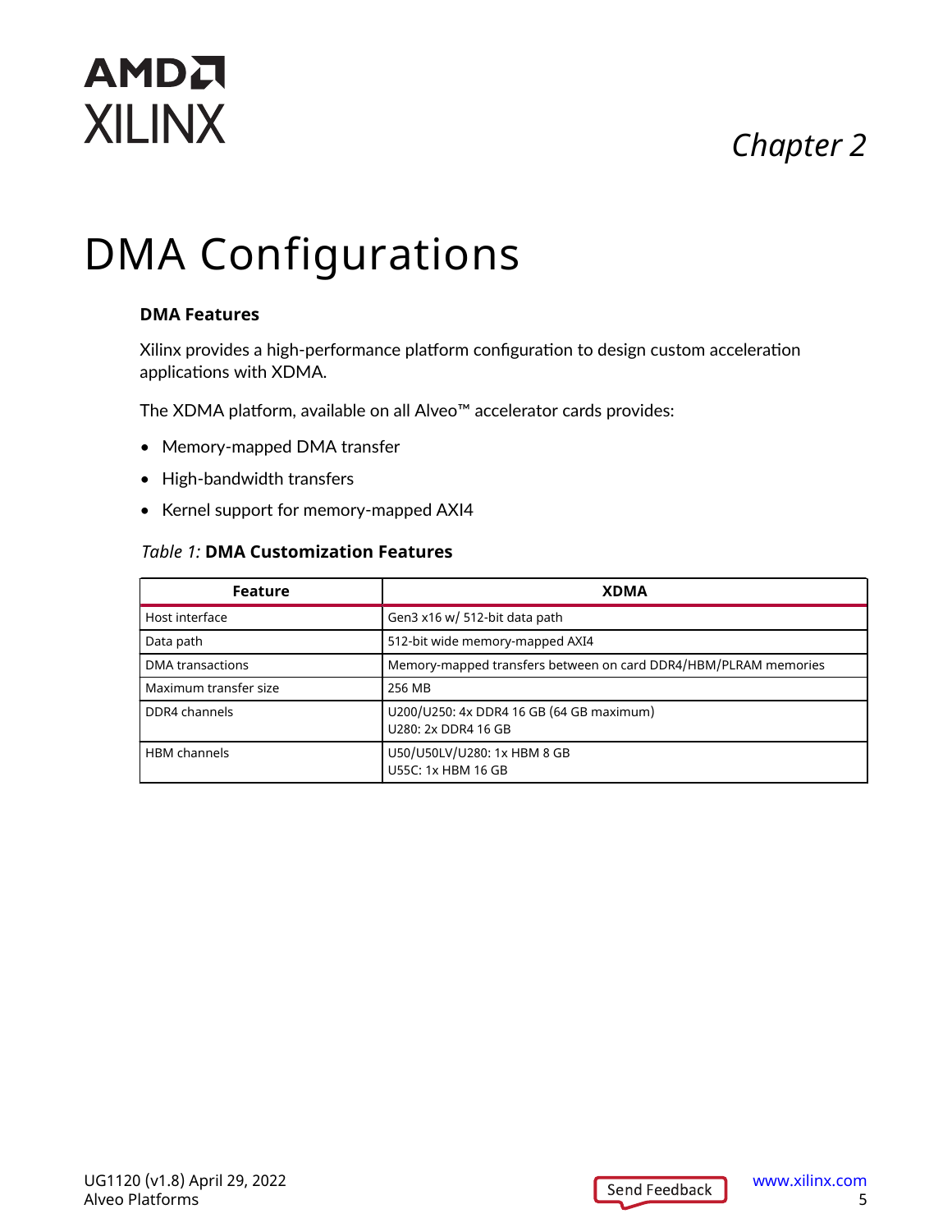*Chapter 2*

# DMA Configurations

### DMA Features

Xilinx provides a high-performance platform configuration to design custom acceleration applications with XDMA.

The XDMA platform, available on all Alveo™ accelerator cards provides:

- Memory-mapped DMA transfer
- High-bandwidth transfers
- Kernel support for memory-mapped AXI4

*Table 1:* **DMA Customization Features**

| Feature | XDMA |
|---|---|
| Host interface | Gen3 x16 w/ 512-bit data path |
| Data path | 512-bit wide memory-mapped AXI4 |
| DMA transactions | Memory-mapped transfers between on card DDR4/HBM/PLRAM memories |
| Maximum transfer size | 256 MB |
| DDR4 channels | U200/U250: 4x DDR4 16 GB (64 GB maximum)<br>U280: 2x DDR4 16 GB |
| HBM channels | U50/U50LV/U280: 1x HBM 8 GB<br>U55C: 1x HBM 16 GB |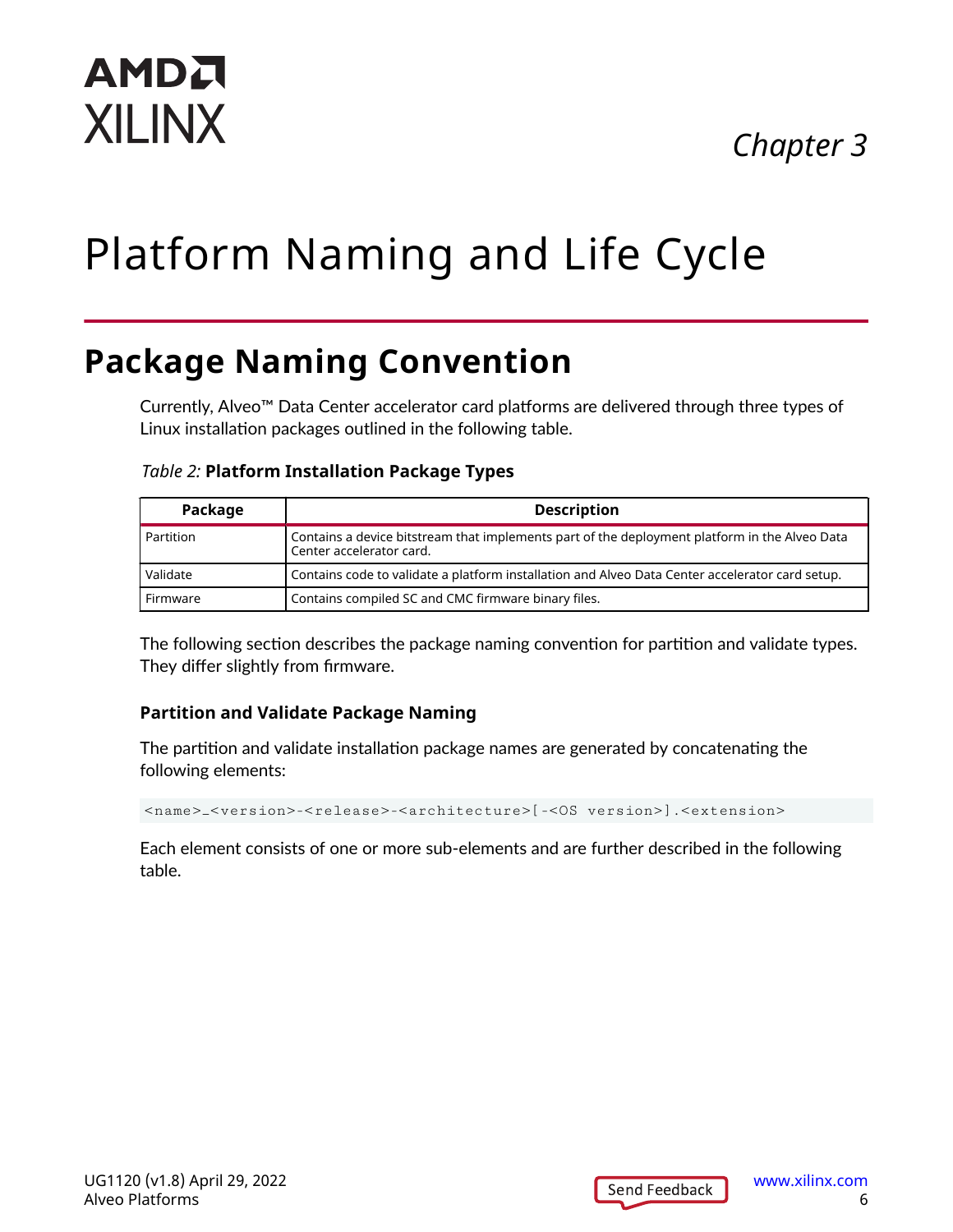# Chapter 3

# Platform Naming and Life Cycle

## Package Naming Convention

Currently, Alveo™ Data Center accelerator card platforms are delivered through three types of Linux installation packages outlined in the following table.

*Table 2:* **Platform Installation Package Types**

| Package | Description |
|---|---|
| Partition | Contains a device bitstream that implements part of the deployment platform in the Alveo Data Center accelerator card. |
| Validate | Contains code to validate a platform installation and Alveo Data Center accelerator card setup. |
| Firmware | Contains compiled SC and CMC firmware binary files. |

The following section describes the package naming convention for partition and validate types. They differ slightly from firmware.

### Partition and Validate Package Naming

The partition and validate installation package names are generated by concatenating the following elements:

```
<name>_<version>-<release>-<architecture>[-<OS version>].<extension>
```

Each element consists of one or more sub-elements and are further described in the following table.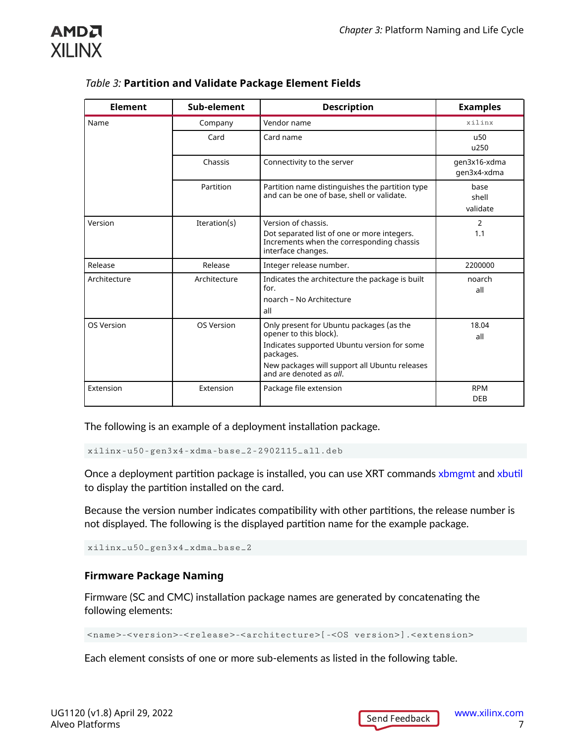*Table 3:* **Partition and Validate Package Element Fields**

| Element | Sub-element | Description | Examples |
|---|---|---|---|
| Name | Company | Vendor name | xilinx |
| | Card | Card name | u50<br>u250 |
| | Chassis | Connectivity to the server | gen3x16-xdma<br>gen3x4-xdma |
| | Partition | Partition name distinguishes the partition type and can be one of base, shell or validate. | base<br>shell<br>validate |
| Version | Iteration(s) | Version of chassis.<br>Dot separated list of one or more integers. Increments when the corresponding chassis interface changes. | 2<br>1.1 |
| Release | Release | Integer release number. | 2200000 |
| Architecture | Architecture | Indicates the architecture the package is built for.<br>noarch – No Architecture<br>all | noarch<br>all |
| OS Version | OS Version | Only present for Ubuntu packages (as the opener to this block).<br>Indicates supported Ubuntu version for some packages.<br>New packages will support all Ubuntu releases and are denoted as *all*. | 18.04<br>all |
| Extension | Extension | Package file extension | RPM<br>DEB |

The following is an example of a deployment installation package.

```
xilinx-u50-gen3x4-xdma-base_2-2902115_all.deb
```

Once a deployment partition package is installed, you can use XRT commands xbmgmt and xbutil to display the partition installed on the card.

Because the version number indicates compatibility with other partitions, the release number is not displayed. The following is the displayed partition name for the example package.

```
xilinx_u50_gen3x4_xdma_base_2
```

### Firmware Package Naming

Firmware (SC and CMC) installation package names are generated by concatenating the following elements:

```
<name>-<version>-<release>-<architecture>[-<OS version>].<extension>
```

Each element consists of one or more sub-elements as listed in the following table.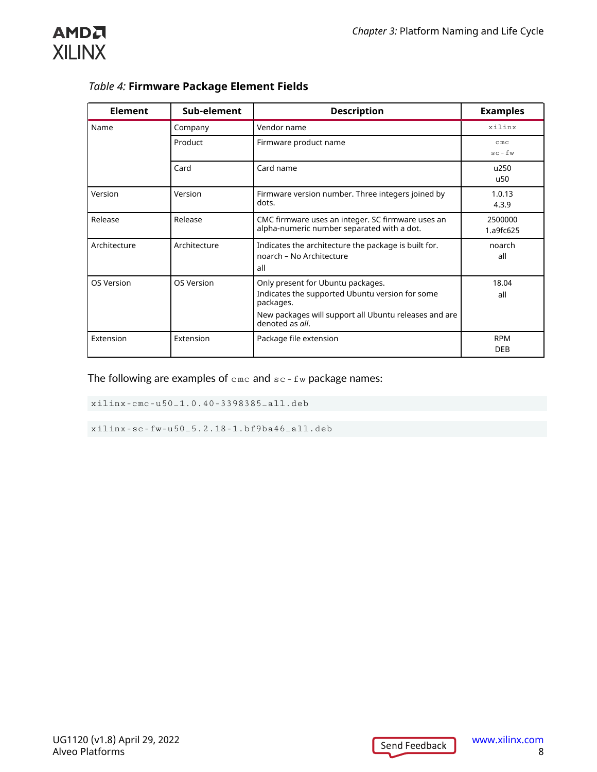*Table 4:* **Firmware Package Element Fields**

| Element | Sub-element | Description | Examples |
|---|---|---|---|
| Name | Company | Vendor name | `xilinx` |
| | Product | Firmware product name | `cmc`<br>`sc-fw` |
| | Card | Card name | u250<br>u50 |
| Version | Version | Firmware version number. Three integers joined by dots. | 1.0.13<br>4.3.9 |
| Release | Release | CMC firmware uses an integer. SC firmware uses an alpha-numeric number separated with a dot. | 2500000<br>1.a9fc625 |
| Architecture | Architecture | Indicates the architecture the package is built for.<br>noarch – No Architecture<br>all | noarch<br>all |
| OS Version | OS Version | Only present for Ubuntu packages.<br>Indicates the supported Ubuntu version for some packages.<br>New packages will support all Ubuntu releases and are denoted as *all*. | 18.04<br>all |
| Extension | Extension | Package file extension | RPM<br>DEB |

The following are examples of `cmc` and `sc-fw` package names:

```
xilinx-cmc-u50_1.0.40-3398385_all.deb
```

```
xilinx-sc-fw-u50_5.2.18-1.bf9ba46_all.deb
```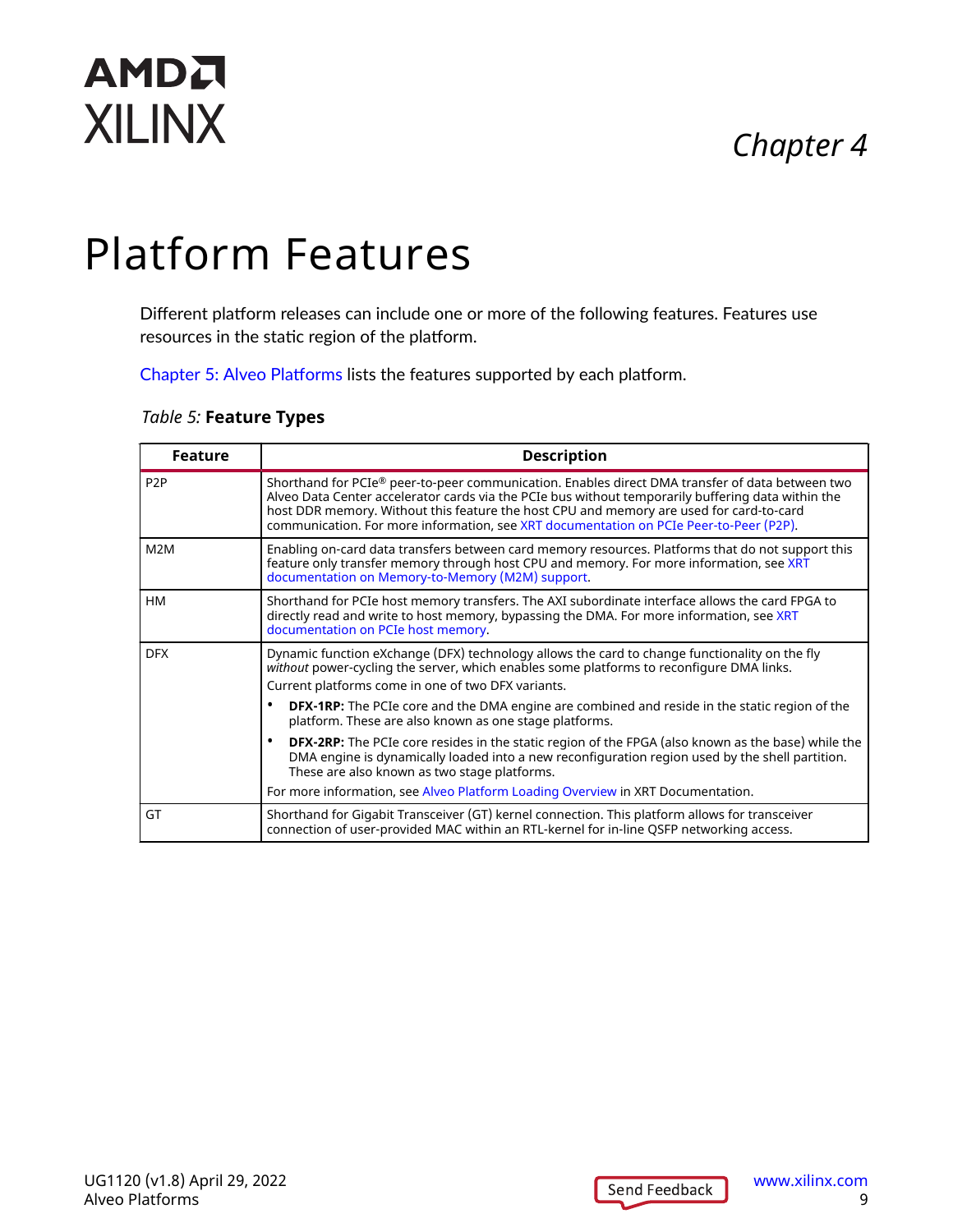# Chapter 4

# Platform Features

Different platform releases can include one or more of the following features. Features use resources in the static region of the platform.

Chapter 5: Alveo Platforms lists the features supported by each platform.

*Table 5:* **Feature Types**

| Feature | Description |
|---|---|
| P2P | Shorthand for PCIe® peer-to-peer communication. Enables direct DMA transfer of data between two Alveo Data Center accelerator cards via the PCIe bus without temporarily buffering data within the host DDR memory. Without this feature the host CPU and memory are used for card-to-card communication. For more information, see XRT documentation on PCIe Peer-to-Peer (P2P). |
| M2M | Enabling on-card data transfers between card memory resources. Platforms that do not support this feature only transfer memory through host CPU and memory. For more information, see XRT documentation on Memory-to-Memory (M2M) support. |
| HM | Shorthand for PCIe host memory transfers. The AXI subordinate interface allows the card FPGA to directly read and write to host memory, bypassing the DMA. For more information, see XRT documentation on PCIe host memory. |
| DFX | Dynamic function eXchange (DFX) technology allows the card to change functionality on the fly *without* power-cycling the server, which enables some platforms to reconfigure DMA links.<br>Current platforms come in one of two DFX variants.<br>• **DFX-1RP:** The PCIe core and the DMA engine are combined and reside in the static region of the platform. These are also known as one stage platforms.<br>• **DFX-2RP:** The PCIe core resides in the static region of the FPGA (also known as the base) while the DMA engine is dynamically loaded into a new reconfiguration region used by the shell partition. These are also known as two stage platforms.<br>For more information, see Alveo Platform Loading Overview in XRT Documentation. |
| GT | Shorthand for Gigabit Transceiver (GT) kernel connection. This platform allows for transceiver connection of user-provided MAC within an RTL-kernel for in-line QSFP networking access. |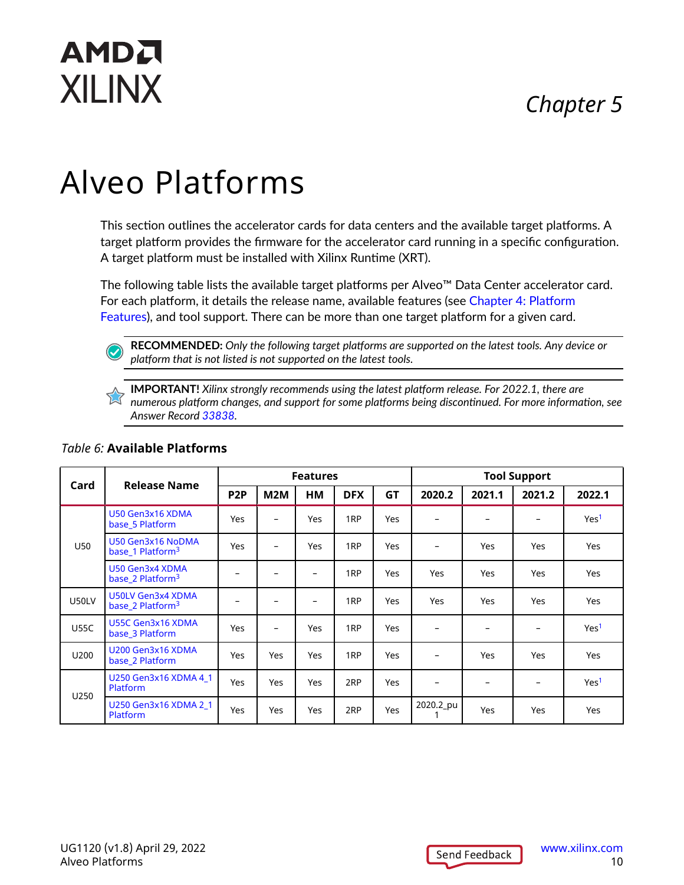# Chapter 5

# Alveo Platforms

This section outlines the accelerator cards for data centers and the available target platforms. A target platform provides the firmware for the accelerator card running in a specific configuration. A target platform must be installed with Xilinx Runtime (XRT).

The following table lists the available target platforms per Alveo™ Data Center accelerator card. For each platform, it details the release name, available features (see Chapter 4: Platform Features), and tool support. There can be more than one target platform for a given card.

> **RECOMMENDED:** *Only the following target platforms are supported on the latest tools. Any device or platform that is not listed is not supported on the latest tools.*

> **IMPORTANT!** *Xilinx strongly recommends using the latest platform release. For 2022.1, there are numerous platform changes, and support for some platforms being discontinued. For more information, see Answer Record 33838.*

*Table 6:* **Available Platforms**

| Card | Release Name | Features | | | | | Tool Support | | | |
|---|---|---|---|---|---|---|---|---|---|---|
| | | P2P | M2M | HM | DFX | GT | 2020.2 | 2021.1 | 2021.2 | 2022.1 |
| U50 | U50 Gen3x16 XDMA base_5 Platform | Yes | – | Yes | 1RP | Yes | – | – | – | Yes[1] |
| | U50 Gen3x16 NoDMA base_1 Platform[3] | Yes | – | Yes | 1RP | Yes | – | Yes | Yes | Yes |
| | U50 Gen3x4 XDMA base_2 Platform[3] | – | – | – | 1RP | Yes | Yes | Yes | Yes | Yes |
| U50LV | U50LV Gen3x4 XDMA base_2 Platform[3] | – | – | – | 1RP | Yes | Yes | Yes | Yes | Yes |
| U55C | U55C Gen3x16 XDMA base_3 Platform | Yes | – | Yes | 1RP | Yes | – | – | – | Yes[1] |
| U200 | U200 Gen3x16 XDMA base_2 Platform | Yes | Yes | Yes | 1RP | Yes | – | Yes | Yes | Yes |
| U250 | U250 Gen3x16 XDMA 4_1 Platform | Yes | Yes | Yes | 2RP | Yes | – | – | – | Yes[1] |
| | U250 Gen3x16 XDMA 2_1 Platform | Yes | Yes | Yes | 2RP | Yes | 2020.2_pu1 | Yes | Yes | Yes |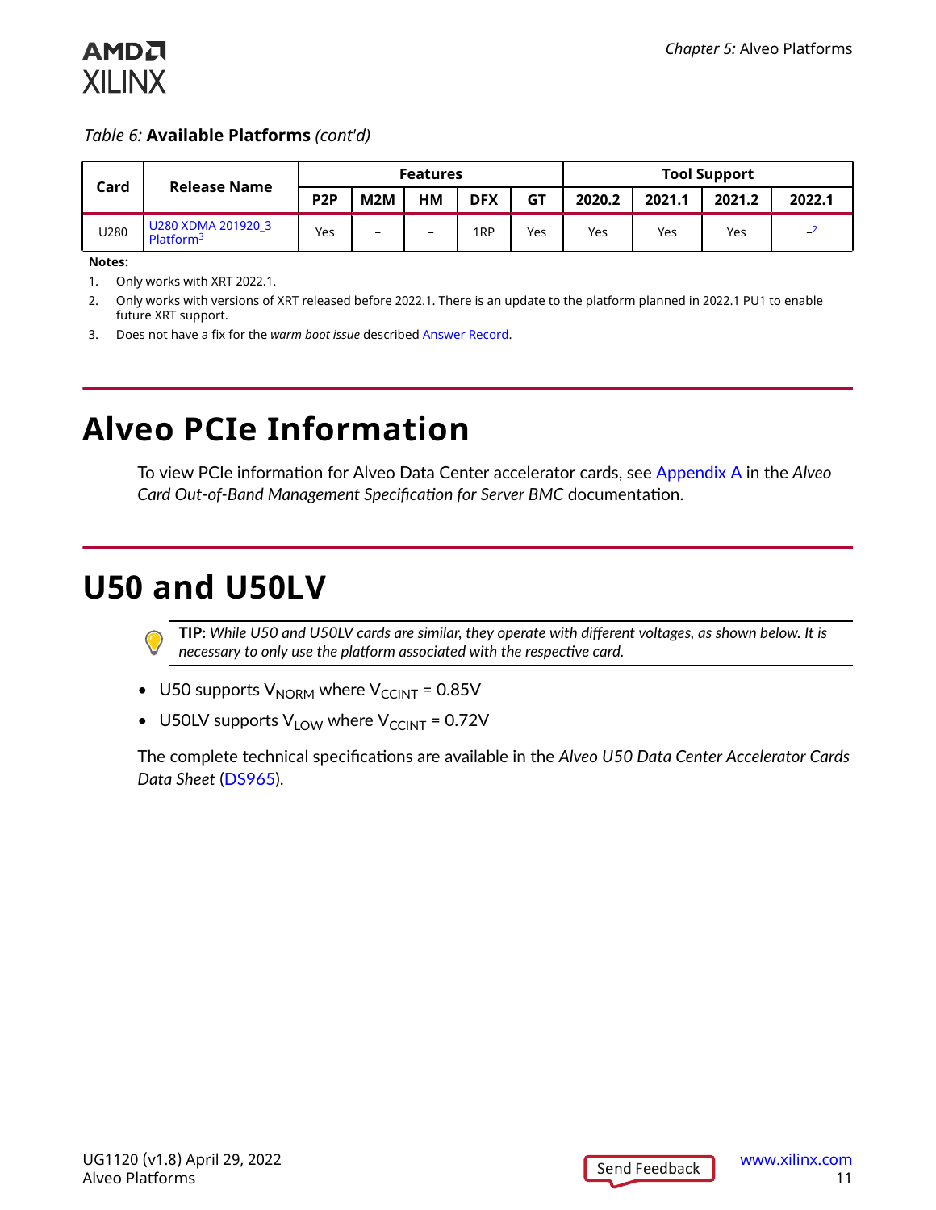Table 6: **Available Platforms** *(cont'd)*

| Card | Release Name | Features | | | | | Tool Support | | | |
|---|---|---|---|---|---|---|---|---|---|---|
| | | P2P | M2M | HM | DFX | GT | 2020.2 | 2021.1 | 2021.2 | 2022.1 |
| U280 | U280 XDMA 201920_3 Platform[3] | Yes | – | – | 1RP | Yes | Yes | Yes | Yes | –[2] |

**Notes:**

1. Only works with XRT 2022.1.
2. Only works with versions of XRT released before 2022.1. There is an update to the platform planned in 2022.1 PU1 to enable future XRT support.
3. Does not have a fix for the *warm boot issue* described Answer Record.

# Alveo PCIe Information

To view PCIe information for Alveo Data Center accelerator cards, see Appendix A in the *Alveo Card Out-of-Band Management Specification for Server BMC* documentation.

# U50 and U50LV

> **TIP:** *While U50 and U50LV cards are similar, they operate with different voltages, as shown below. It is necessary to only use the platform associated with the respective card.*

- U50 supports $V_{NORM}$ where $V_{CCINT}$ = 0.85V
- U50LV supports $V_{LOW}$ where $V_{CCINT}$ = 0.72V

The complete technical specifications are available in the *Alveo U50 Data Center Accelerator Cards Data Sheet* (DS965).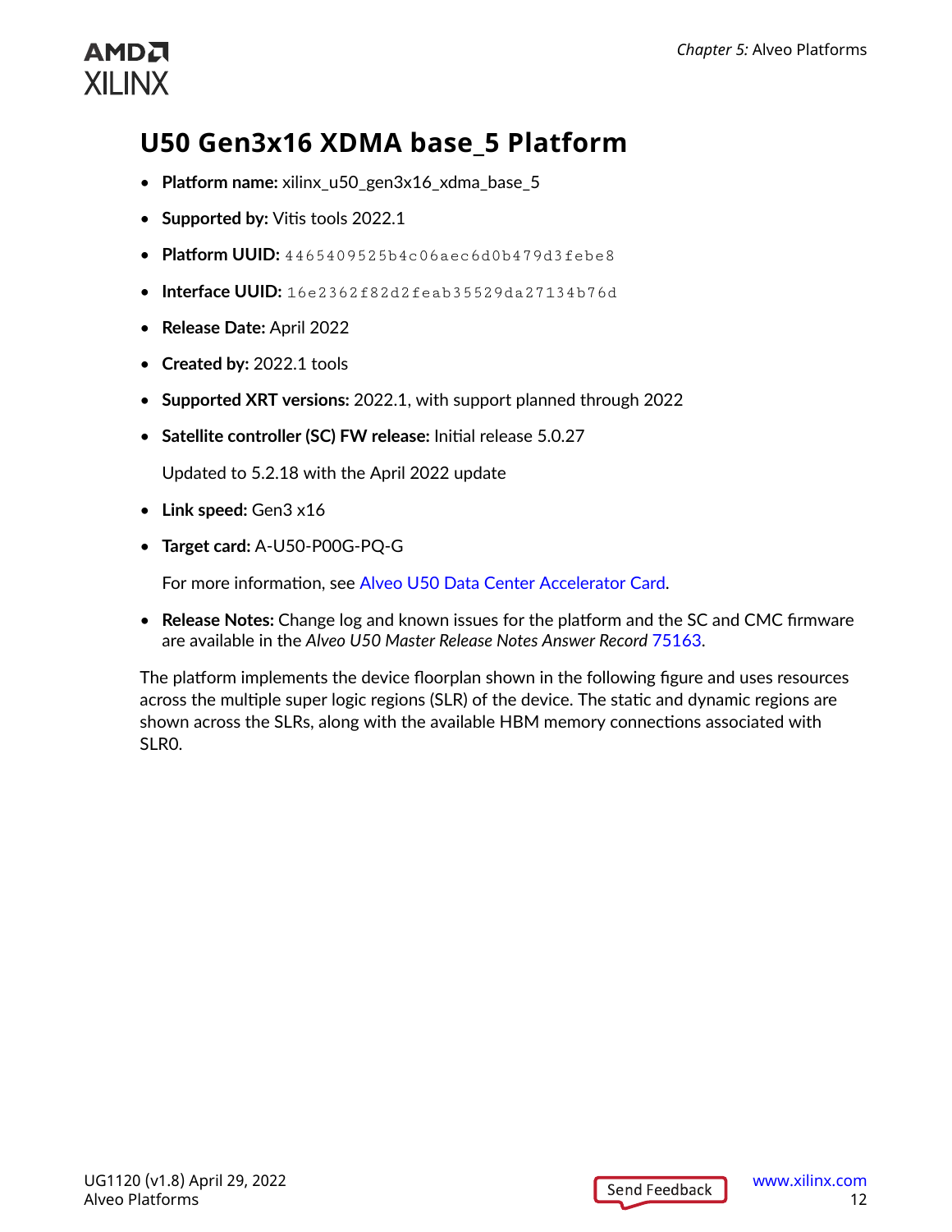## U50 Gen3x16 XDMA base_5 Platform

- **Platform name:** xilinx_u50_gen3x16_xdma_base_5
- **Supported by:** Vitis tools 2022.1
- **Platform UUID:** `4465409525b4c06aec6d0b479d3febe8`
- **Interface UUID:** `16e2362f82d2feab35529da27134b76d`
- **Release Date:** April 2022
- **Created by:** 2022.1 tools
- **Supported XRT versions:** 2022.1, with support planned through 2022
- **Satellite controller (SC) FW release:** Initial release 5.0.27

  Updated to 5.2.18 with the April 2022 update
- **Link speed:** Gen3 x16
- **Target card:** A-U50-P00G-PQ-G

  For more information, see Alveo U50 Data Center Accelerator Card.
- **Release Notes:** Change log and known issues for the platform and the SC and CMC firmware are available in the *Alveo U50 Master Release Notes Answer Record* 75163.

The platform implements the device floorplan shown in the following figure and uses resources across the multiple super logic regions (SLR) of the device. The static and dynamic regions are shown across the SLRs, along with the available HBM memory connections associated with SLR0.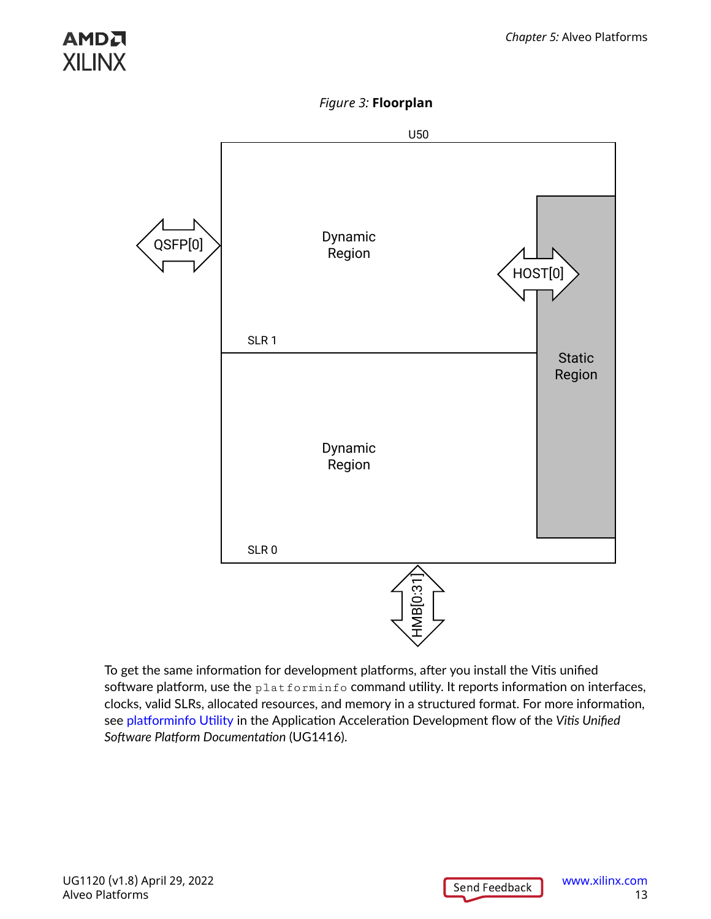*Figure 3:* **Floorplan**

To get the same information for development platforms, after you install the Vitis unified software platform, use the `platforminfo` command utility. It reports information on interfaces, clocks, valid SLRs, allocated resources, and memory in a structured format. For more information, see platforminfo Utility in the Application Acceleration Development flow of the *Vitis Unified Software Platform Documentation* (UG1416).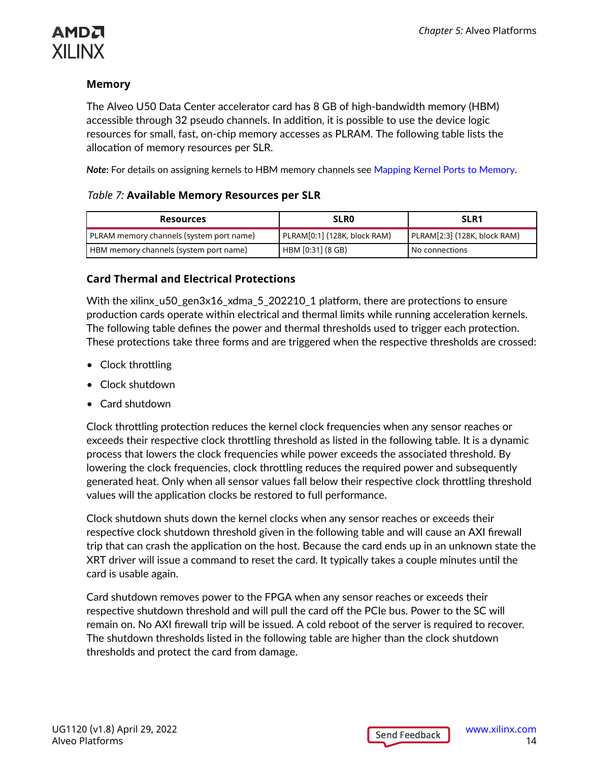### Memory

The Alveo U50 Data Center accelerator card has 8 GB of high-bandwidth memory (HBM) accessible through 32 pseudo channels. In addition, it is possible to use the device logic resources for small, fast, on-chip memory accesses as PLRAM. The following table lists the allocation of memory resources per SLR.

***Note*:** For details on assigning kernels to HBM memory channels see Mapping Kernel Ports to Memory.

*Table 7:* **Available Memory Resources per SLR**

| Resources | SLR0 | SLR1 |
|---|---|---|
| PLRAM memory channels (system port name) | PLRAM[0:1] (128K, block RAM) | PLRAM[2:3] (128K, block RAM) |
| HBM memory channels (system port name) | HBM [0:31] (8 GB) | No connections |

### Card Thermal and Electrical Protections

With the xilinx_u50_gen3x16_xdma_5_202210_1 platform, there are protections to ensure production cards operate within electrical and thermal limits while running acceleration kernels. The following table defines the power and thermal thresholds used to trigger each protection. These protections take three forms and are triggered when the respective thresholds are crossed:

- Clock throttling
- Clock shutdown
- Card shutdown

Clock throttling protection reduces the kernel clock frequencies when any sensor reaches or exceeds their respective clock throttling threshold as listed in the following table. It is a dynamic process that lowers the clock frequencies while power exceeds the associated threshold. By lowering the clock frequencies, clock throttling reduces the required power and subsequently generated heat. Only when all sensor values fall below their respective clock throttling threshold values will the application clocks be restored to full performance.

Clock shutdown shuts down the kernel clocks when any sensor reaches or exceeds their respective clock shutdown threshold given in the following table and will cause an AXI firewall trip that can crash the application on the host. Because the card ends up in an unknown state the XRT driver will issue a command to reset the card. It typically takes a couple minutes until the card is usable again.

Card shutdown removes power to the FPGA when any sensor reaches or exceeds their respective shutdown threshold and will pull the card off the PCIe bus. Power to the SC will remain on. No AXI firewall trip will be issued. A cold reboot of the server is required to recover. The shutdown thresholds listed in the following table are higher than the clock shutdown thresholds and protect the card from damage.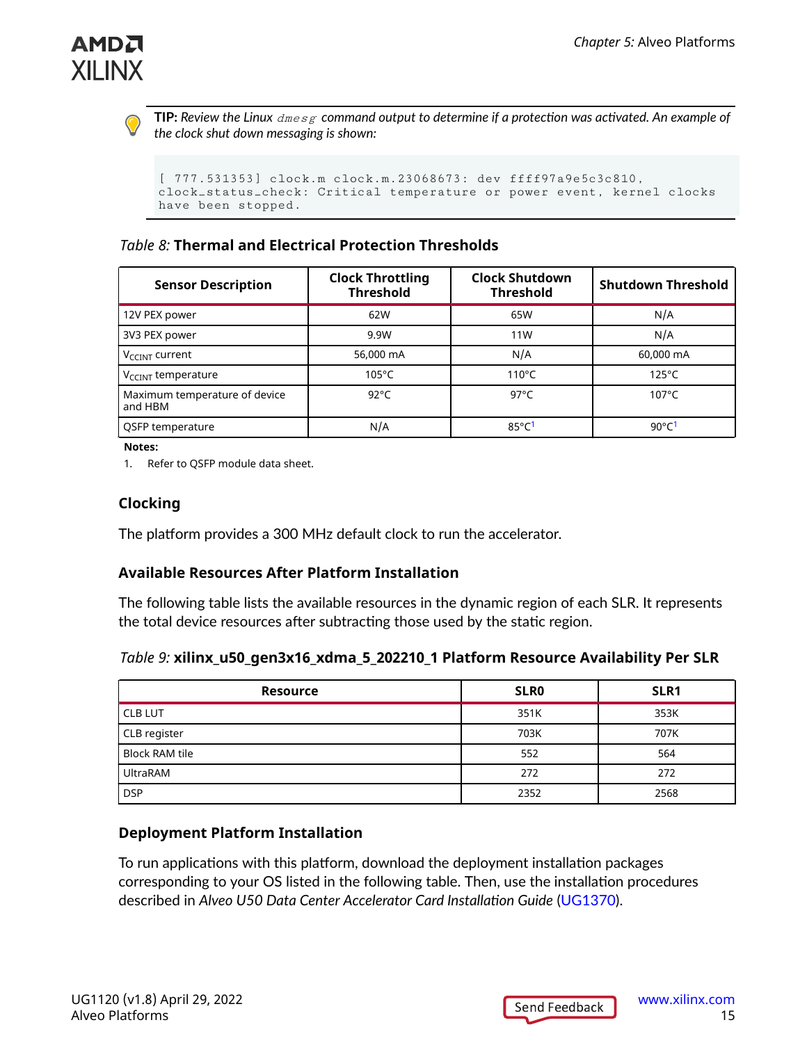**TIP:** *Review the Linux* `dmesg` *command output to determine if a protection was activated. An example of the clock shut down messaging is shown:*

```
[ 777.531353] clock.m clock.m.23068673: dev ffff97a9e5c3c810,
clock_status_check: Critical temperature or power event, kernel clocks
have been stopped.
```

*Table 8:* **Thermal and Electrical Protection Thresholds**

| Sensor Description | Clock Throttling Threshold | Clock Shutdown Threshold | Shutdown Threshold |
|---|---|---|---|
| 12V PEX power | 62W | 65W | N/A |
| 3V3 PEX power | 9.9W | 11W | N/A |
| $V_{CCINT}$ current | 56,000 mA | N/A | 60,000 mA |
| $V_{CCINT}$ temperature | 105°C | 110°C | 125°C |
| Maximum temperature of device and HBM | 92°C | 97°C | 107°C |
| QSFP temperature | N/A | 85°C[1] | 90°C[1] |

**Notes:**

1. Refer to QSFP module data sheet.

### Clocking

The platform provides a 300 MHz default clock to run the accelerator.

### Available Resources After Platform Installation

The following table lists the available resources in the dynamic region of each SLR. It represents the total device resources after subtracting those used by the static region.

*Table 9:* **xilinx_u50_gen3x16_xdma_5_202210_1 Platform Resource Availability Per SLR**

| Resource | SLR0 | SLR1 |
|---|---|---|
| CLB LUT | 351K | 353K |
| CLB register | 703K | 707K |
| Block RAM tile | 552 | 564 |
| UltraRAM | 272 | 272 |
| DSP | 2352 | 2568 |

### Deployment Platform Installation

To run applications with this platform, download the deployment installation packages corresponding to your OS listed in the following table. Then, use the installation procedures described in *Alveo U50 Data Center Accelerator Card Installation Guide* (UG1370).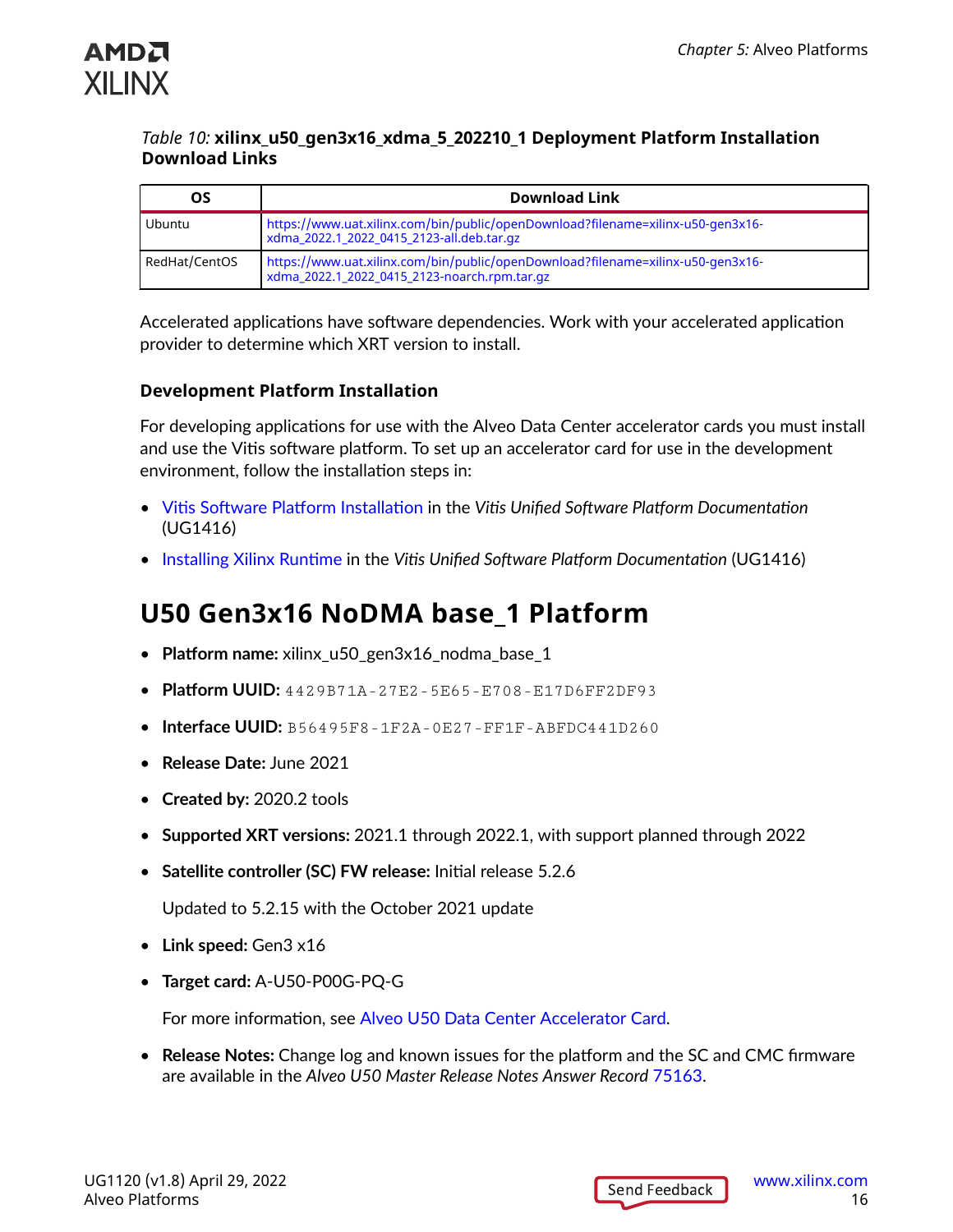*Table 10:* **xilinx_u50_gen3x16_xdma_5_202210_1 Deployment Platform Installation Download Links**

| OS | Download Link |
|---|---|
| Ubuntu | https://www.uat.xilinx.com/bin/public/openDownload?filename=xilinx-u50-gen3x16-xdma_2022.1_2022_0415_2123-all.deb.tar.gz |
| RedHat/CentOS | https://www.uat.xilinx.com/bin/public/openDownload?filename=xilinx-u50-gen3x16-xdma_2022.1_2022_0415_2123-noarch.rpm.tar.gz |

Accelerated applications have software dependencies. Work with your accelerated application provider to determine which XRT version to install.

### Development Platform Installation

For developing applications for use with the Alveo Data Center accelerator cards you must install and use the Vitis software platform. To set up an accelerator card for use in the development environment, follow the installation steps in:

- Vitis Software Platform Installation in the *Vitis Unified Software Platform Documentation* (UG1416)
- Installing Xilinx Runtime in the *Vitis Unified Software Platform Documentation* (UG1416)

## U50 Gen3x16 NoDMA base_1 Platform

- **Platform name:** xilinx_u50_gen3x16_nodma_base_1
- **Platform UUID:** 4429B71A-27E2-5E65-E708-E17D6FF2DF93
- **Interface UUID:** B56495F8-1F2A-0E27-FF1F-ABFDC441D260
- **Release Date:** June 2021
- **Created by:** 2020.2 tools
- **Supported XRT versions:** 2021.1 through 2022.1, with support planned through 2022
- **Satellite controller (SC) FW release:** Initial release 5.2.6

  Updated to 5.2.15 with the October 2021 update
- **Link speed:** Gen3 x16
- **Target card:** A-U50-P00G-PQ-G

  For more information, see Alveo U50 Data Center Accelerator Card.
- **Release Notes:** Change log and known issues for the platform and the SC and CMC firmware are available in the *Alveo U50 Master Release Notes Answer Record* 75163.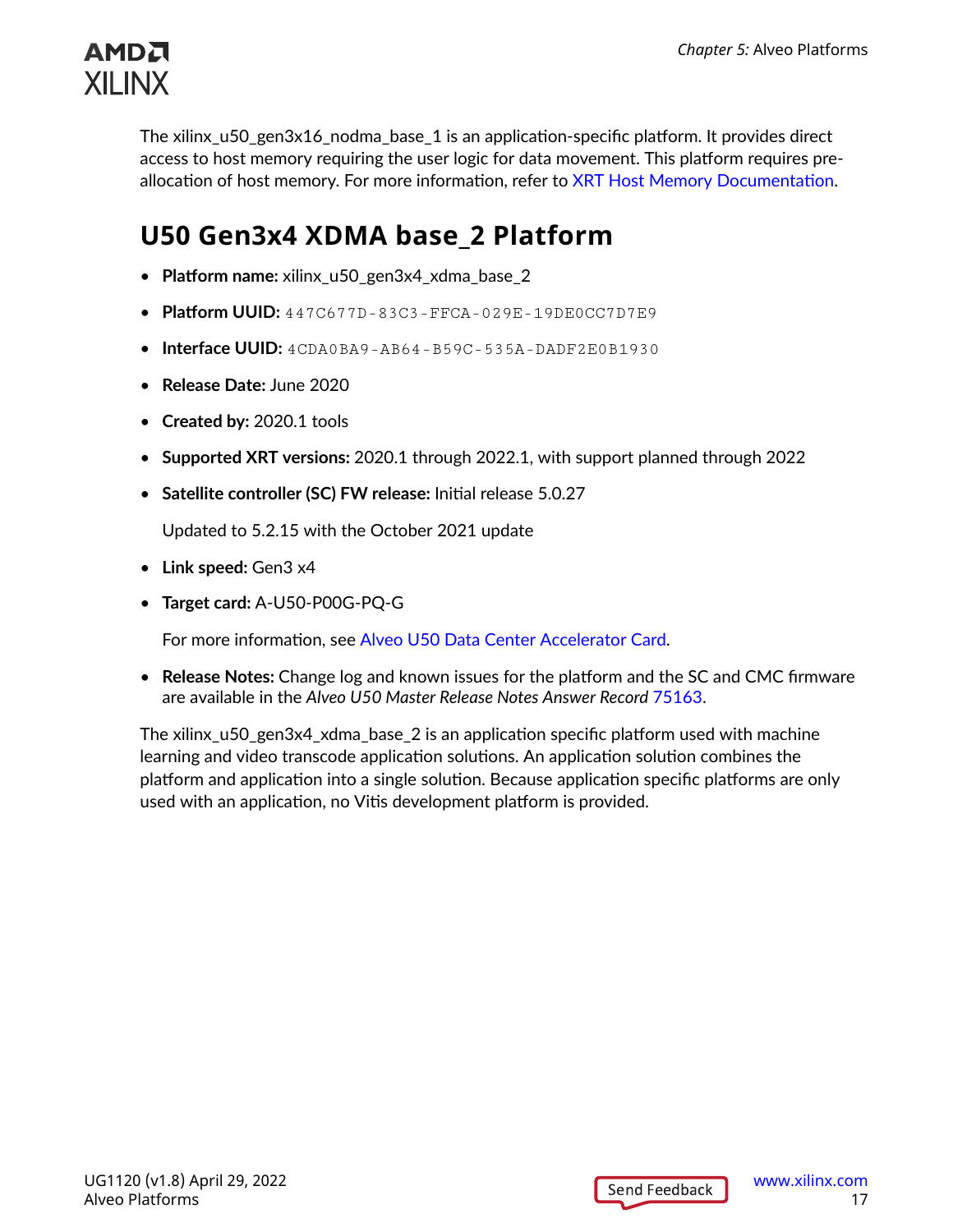The xilinx_u50_gen3x16_nodma_base_1 is an application-specific platform. It provides direct access to host memory requiring the user logic for data movement. This platform requires pre-allocation of host memory. For more information, refer to XRT Host Memory Documentation.

## U50 Gen3x4 XDMA base_2 Platform

- **Platform name:** xilinx_u50_gen3x4_xdma_base_2
- **Platform UUID:** `447C677D-83C3-FFCA-029E-19DE0CC7D7E9`
- **Interface UUID:** `4CDA0BA9-AB64-B59C-535A-DADF2E0B1930`
- **Release Date:** June 2020
- **Created by:** 2020.1 tools
- **Supported XRT versions:** 2020.1 through 2022.1, with support planned through 2022
- **Satellite controller (SC) FW release:** Initial release 5.0.27

  Updated to 5.2.15 with the October 2021 update
- **Link speed:** Gen3 x4
- **Target card:** A-U50-P00G-PQ-G

  For more information, see Alveo U50 Data Center Accelerator Card.
- **Release Notes:** Change log and known issues for the platform and the SC and CMC firmware are available in the *Alveo U50 Master Release Notes Answer Record* 75163.

The xilinx_u50_gen3x4_xdma_base_2 is an application specific platform used with machine learning and video transcode application solutions. An application solution combines the platform and application into a single solution. Because application specific platforms are only used with an application, no Vitis development platform is provided.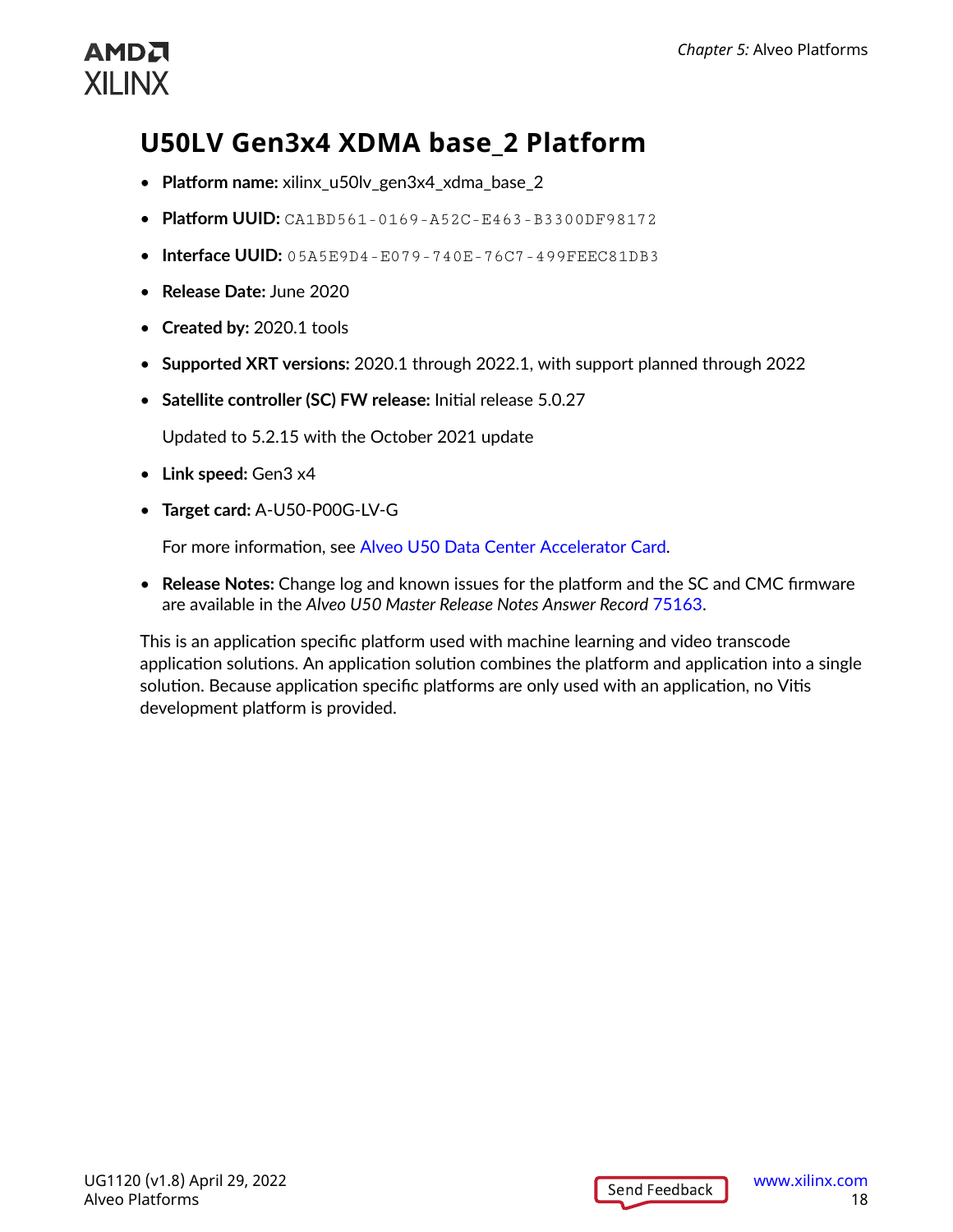## U50LV Gen3x4 XDMA base_2 Platform

- **Platform name:** xilinx_u50lv_gen3x4_xdma_base_2
- **Platform UUID:** `CA1BD561-0169-A52C-E463-B3300DF98172`
- **Interface UUID:** `05A5E9D4-E079-740E-76C7-499FEEC81DB3`
- **Release Date:** June 2020
- **Created by:** 2020.1 tools
- **Supported XRT versions:** 2020.1 through 2022.1, with support planned through 2022
- **Satellite controller (SC) FW release:** Initial release 5.0.27

  Updated to 5.2.15 with the October 2021 update
- **Link speed:** Gen3 x4
- **Target card:** A-U50-P00G-LV-G

  For more information, see Alveo U50 Data Center Accelerator Card.
- **Release Notes:** Change log and known issues for the platform and the SC and CMC firmware are available in the *Alveo U50 Master Release Notes Answer Record* 75163.

This is an application specific platform used with machine learning and video transcode application solutions. An application solution combines the platform and application into a single solution. Because application specific platforms are only used with an application, no Vitis development platform is provided.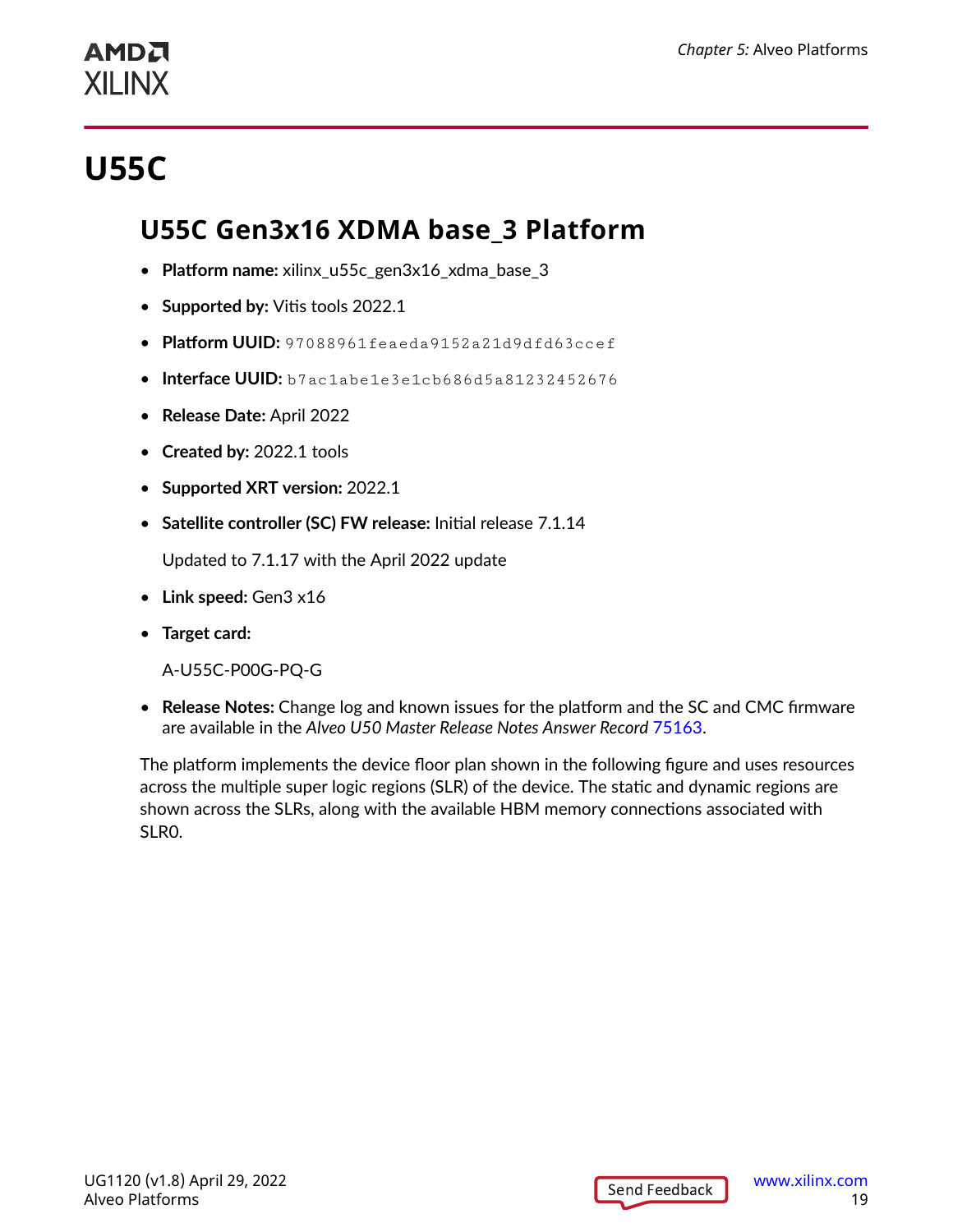# U55C

## U55C Gen3x16 XDMA base_3 Platform

- **Platform name:** xilinx_u55c_gen3x16_xdma_base_3
- **Supported by:** Vitis tools 2022.1
- **Platform UUID:** `97088961feaeda9152a21d9dfd63ccef`
- **Interface UUID:** `b7ac1abe1e3e1cb686d5a81232452676`
- **Release Date:** April 2022
- **Created by:** 2022.1 tools
- **Supported XRT version:** 2022.1
- **Satellite controller (SC) FW release:** Initial release 7.1.14

  Updated to 7.1.17 with the April 2022 update
- **Link speed:** Gen3 x16
- **Target card:**

  A-U55C-P00G-PQ-G
- **Release Notes:** Change log and known issues for the platform and the SC and CMC firmware are available in the *Alveo U50 Master Release Notes Answer Record* 75163.

The platform implements the device floor plan shown in the following figure and uses resources across the multiple super logic regions (SLR) of the device. The static and dynamic regions are shown across the SLRs, along with the available HBM memory connections associated with SLR0.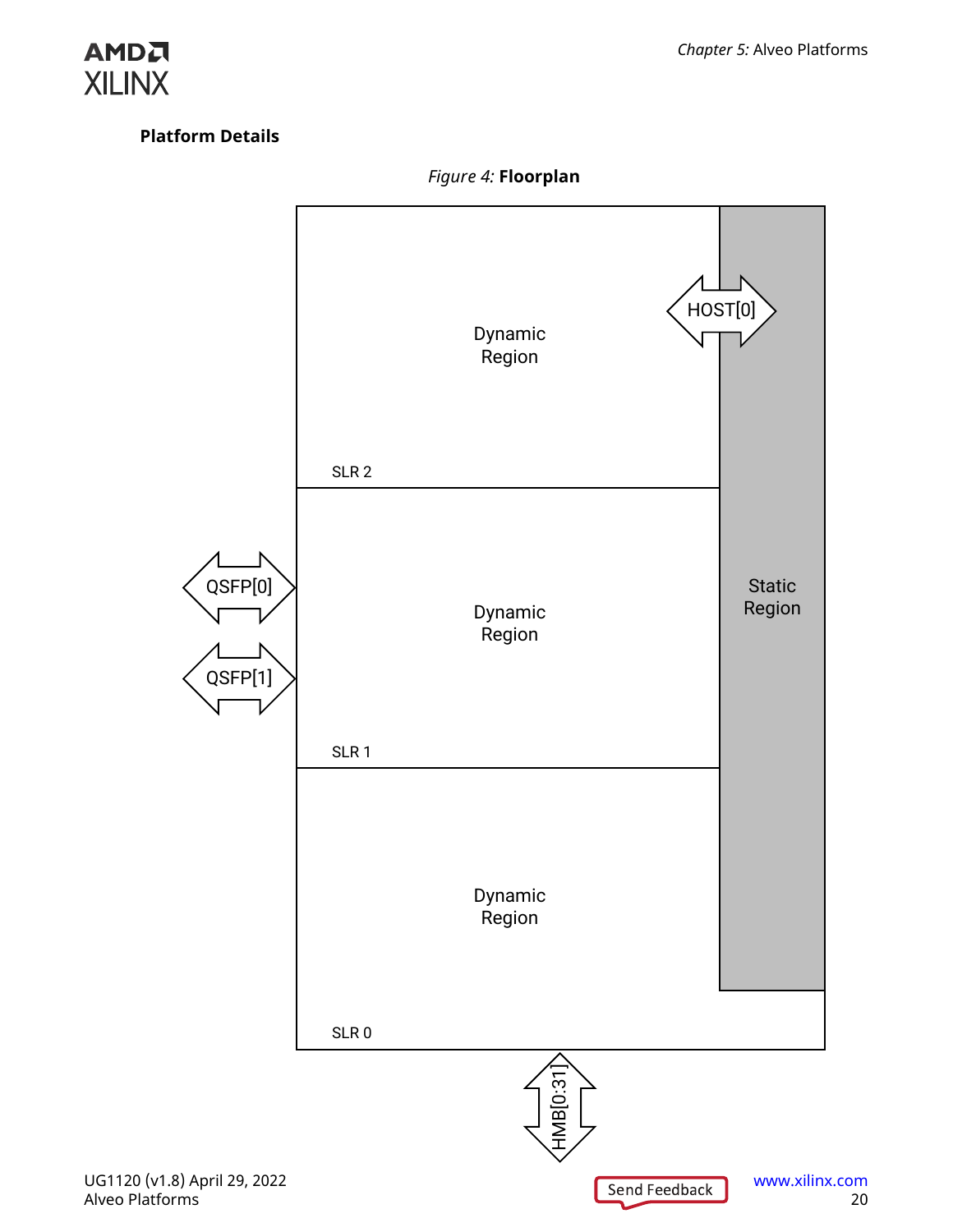### Platform Details

*Figure 4:* **Floorplan**

Dynamic Region

HOST[0]

SLR 2

QSFP[0]

Dynamic Region

Static Region

QSFP[1]

SLR 1

Dynamic Region

SLR 0

HMB[0:31]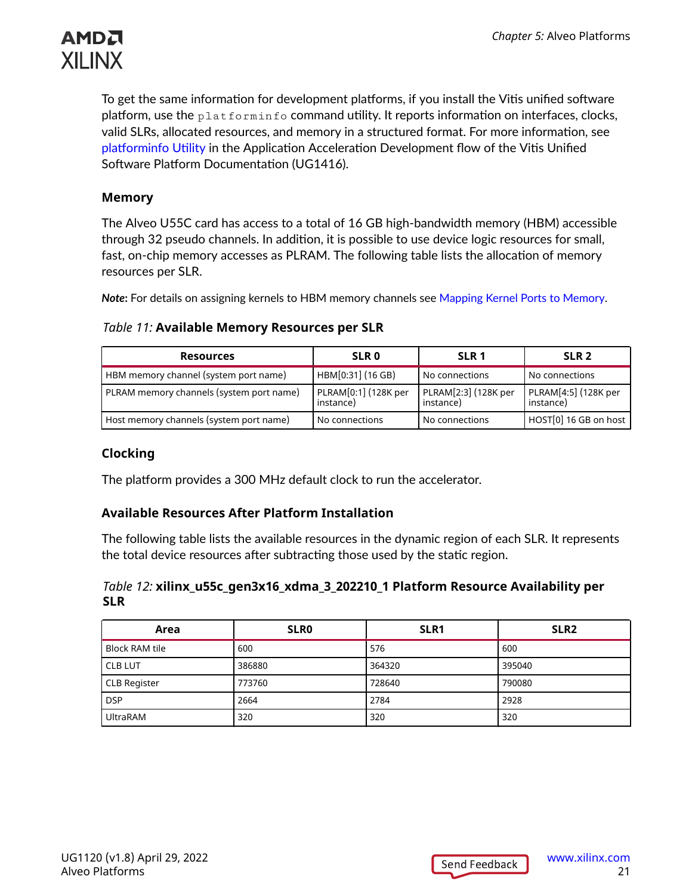To get the same information for development platforms, if you install the Vitis unified software platform, use the `platforminfo` command utility. It reports information on interfaces, clocks, valid SLRs, allocated resources, and memory in a structured format. For more information, see platforminfo Utility in the Application Acceleration Development flow of the Vitis Unified Software Platform Documentation (UG1416).

### Memory

The Alveo U55C card has access to a total of 16 GB high-bandwidth memory (HBM) accessible through 32 pseudo channels. In addition, it is possible to use device logic resources for small, fast, on-chip memory accesses as PLRAM. The following table lists the allocation of memory resources per SLR.

***Note***: For details on assigning kernels to HBM memory channels see Mapping Kernel Ports to Memory.

*Table 11:* **Available Memory Resources per SLR**

| Resources | SLR 0 | SLR 1 | SLR 2 |
|---|---|---|---|
| HBM memory channel (system port name) | HBM[0:31] (16 GB) | No connections | No connections |
| PLRAM memory channels (system port name) | PLRAM[0:1] (128K per instance) | PLRAM[2:3] (128K per instance) | PLRAM[4:5] (128K per instance) |
| Host memory channels (system port name) | No connections | No connections | HOST[0] 16 GB on host |

### Clocking

The platform provides a 300 MHz default clock to run the accelerator.

### Available Resources After Platform Installation

The following table lists the available resources in the dynamic region of each SLR. It represents the total device resources after subtracting those used by the static region.

*Table 12:* **xilinx_u55c_gen3x16_xdma_3_202210_1 Platform Resource Availability per SLR**

| Area | SLR0 | SLR1 | SLR2 |
|---|---|---|---|
| Block RAM tile | 600 | 576 | 600 |
| CLB LUT | 386880 | 364320 | 395040 |
| CLB Register | 773760 | 728640 | 790080 |
| DSP | 2664 | 2784 | 2928 |
| UltraRAM | 320 | 320 | 320 |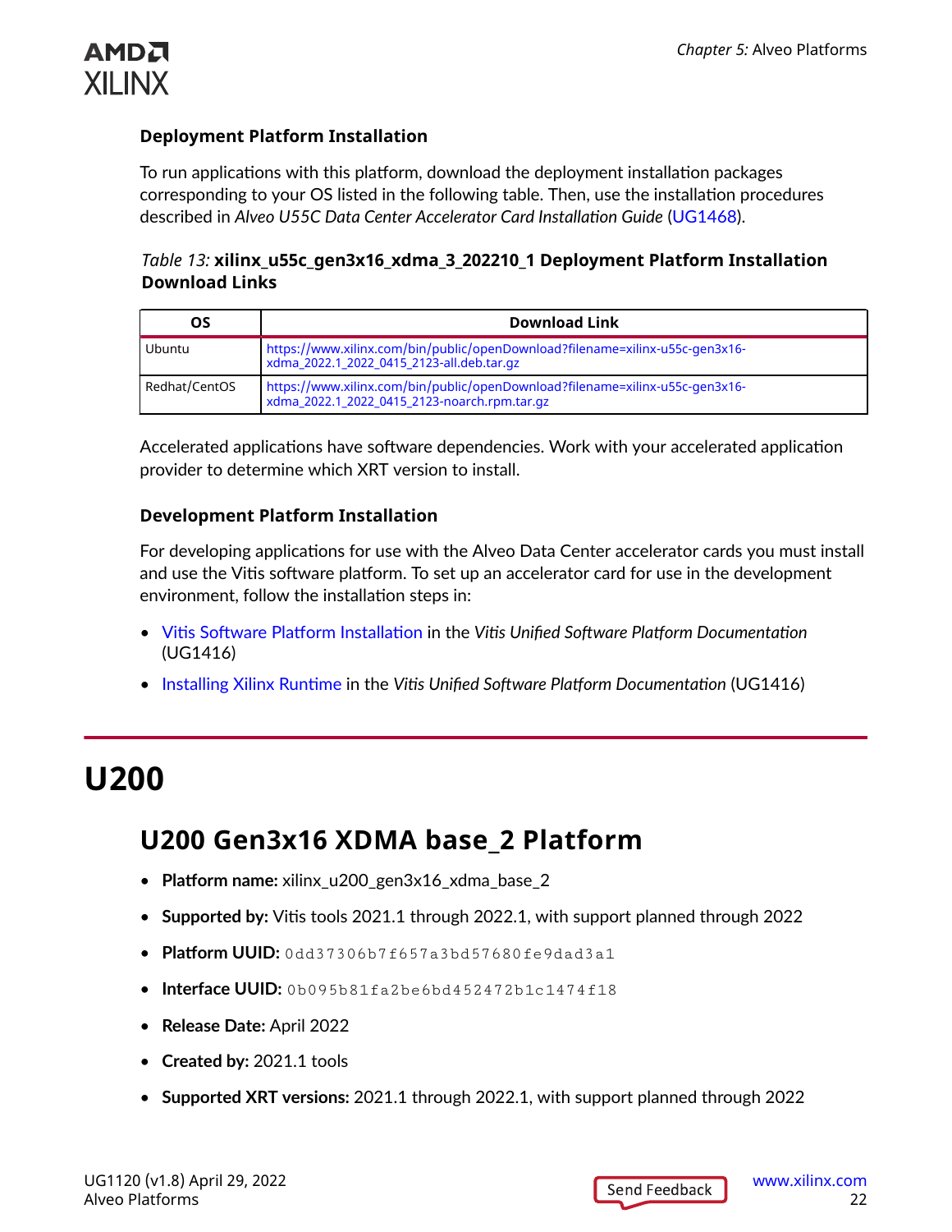#### Deployment Platform Installation

To run applications with this platform, download the deployment installation packages corresponding to your OS listed in the following table. Then, use the installation procedures described in *Alveo U55C Data Center Accelerator Card Installation Guide* (UG1468).

*Table 13:* **xilinx_u55c_gen3x16_xdma_3_202210_1 Deployment Platform Installation Download Links**

| OS | Download Link |
|---|---|
| Ubuntu | https://www.xilinx.com/bin/public/openDownload?filename=xilinx-u55c-gen3x16-xdma_2022.1_2022_0415_2123-all.deb.tar.gz |
| Redhat/CentOS | https://www.xilinx.com/bin/public/openDownload?filename=xilinx-u55c-gen3x16-xdma_2022.1_2022_0415_2123-noarch.rpm.tar.gz |

Accelerated applications have software dependencies. Work with your accelerated application provider to determine which XRT version to install.

#### Development Platform Installation

For developing applications for use with the Alveo Data Center accelerator cards you must install and use the Vitis software platform. To set up an accelerator card for use in the development environment, follow the installation steps in:

- Vitis Software Platform Installation in the *Vitis Unified Software Platform Documentation* (UG1416)
- Installing Xilinx Runtime in the *Vitis Unified Software Platform Documentation* (UG1416)

# U200

## U200 Gen3x16 XDMA base_2 Platform

- **Platform name:** xilinx_u200_gen3x16_xdma_base_2
- **Supported by:** Vitis tools 2021.1 through 2022.1, with support planned through 2022
- **Platform UUID:** `0dd37306b7f657a3bd57680fe9dad3a1`
- **Interface UUID:** `0b095b81fa2be6bd452472b1c1474f18`
- **Release Date:** April 2022
- **Created by:** 2021.1 tools
- **Supported XRT versions:** 2021.1 through 2022.1, with support planned through 2022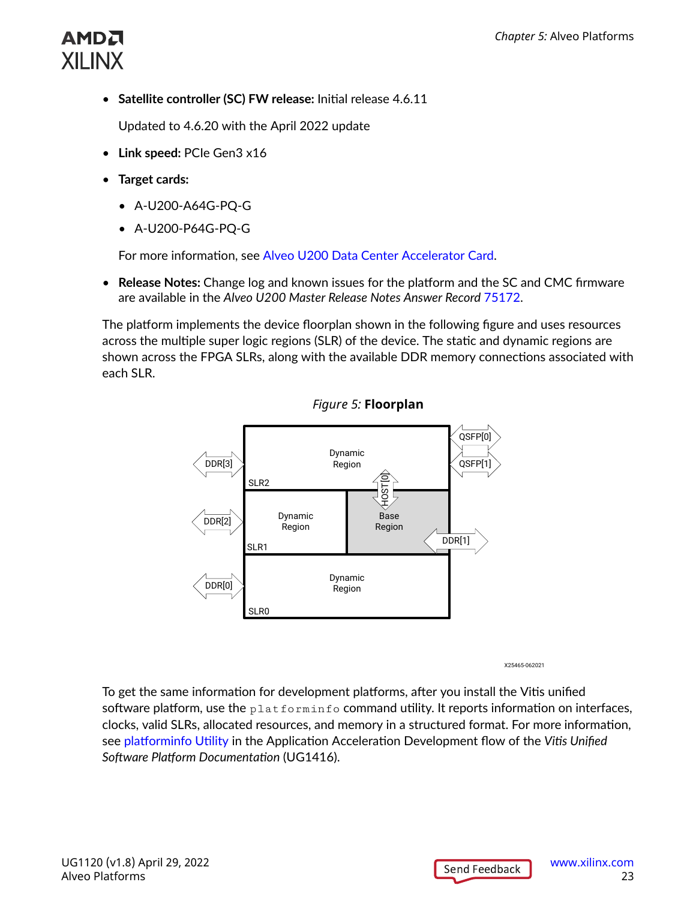- **Satellite controller (SC) FW release:** Initial release 4.6.11

  Updated to 4.6.20 with the April 2022 update

- **Link speed:** PCIe Gen3 x16

- **Target cards:**

  - A-U200-A64G-PQ-G
  - A-U200-P64G-PQ-G

  For more information, see Alveo U200 Data Center Accelerator Card.

- **Release Notes:** Change log and known issues for the platform and the SC and CMC firmware are available in the *Alveo U200 Master Release Notes Answer Record* 75172.

The platform implements the device floorplan shown in the following figure and uses resources across the multiple super logic regions (SLR) of the device. The static and dynamic regions are shown across the FPGA SLRs, along with the available DDR memory connections associated with each SLR.

*Figure 5:* **Floorplan**

To get the same information for development platforms, after you install the Vitis unified software platform, use the `platforminfo` command utility. It reports information on interfaces, clocks, valid SLRs, allocated resources, and memory in a structured format. For more information, see platforminfo Utility in the Application Acceleration Development flow of the *Vitis Unified Software Platform Documentation* (UG1416).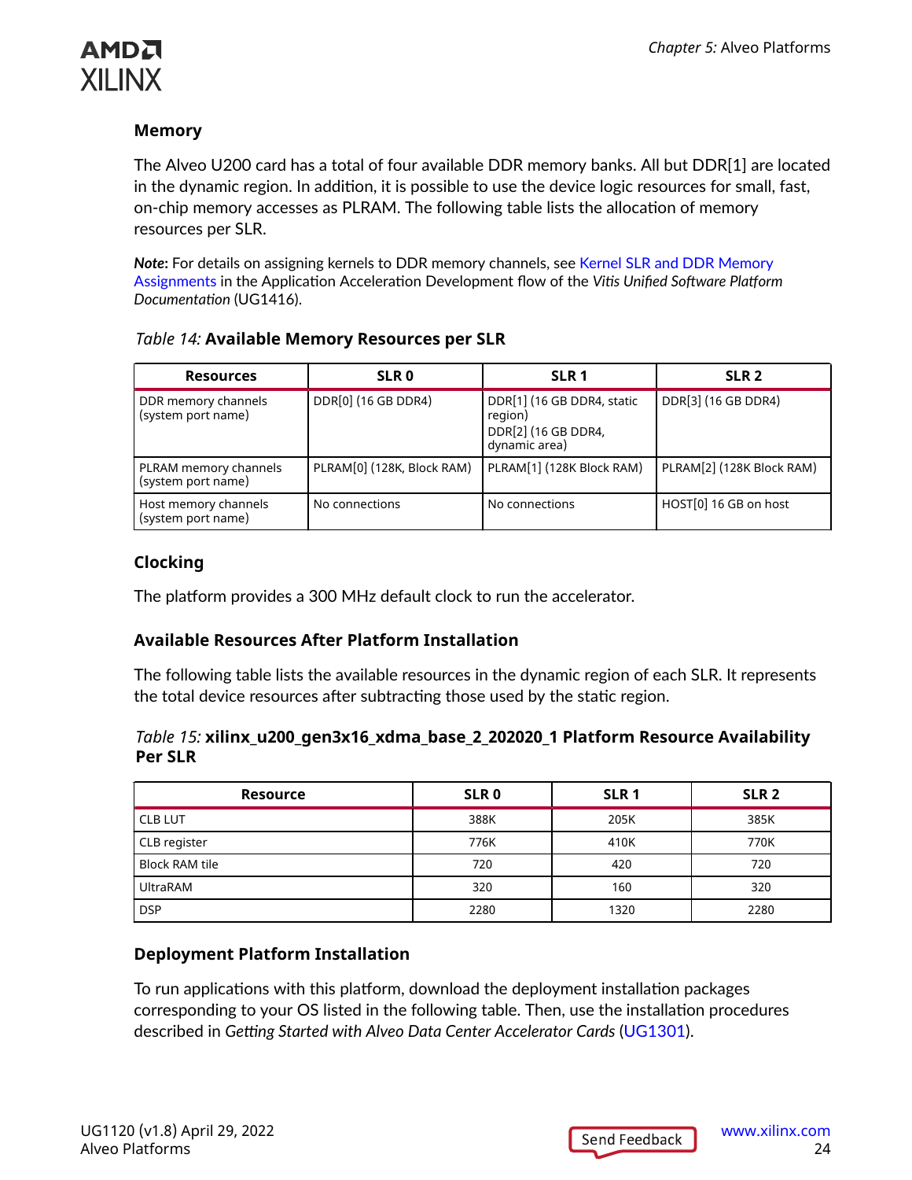### Memory

The Alveo U200 card has a total of four available DDR memory banks. All but DDR[1] are located in the dynamic region. In addition, it is possible to use the device logic resources for small, fast, on-chip memory accesses as PLRAM. The following table lists the allocation of memory resources per SLR.

***Note*:** For details on assigning kernels to DDR memory channels, see Kernel SLR and DDR Memory Assignments in the Application Acceleration Development flow of the *Vitis Unified Software Platform Documentation* (UG1416).

*Table 14:* **Available Memory Resources per SLR**

| Resources | SLR 0 | SLR 1 | SLR 2 |
|---|---|---|---|
| DDR memory channels (system port name) | DDR[0] (16 GB DDR4) | DDR[1] (16 GB DDR4, static region)<br>DDR[2] (16 GB DDR4, dynamic area) | DDR[3] (16 GB DDR4) |
| PLRAM memory channels (system port name) | PLRAM[0] (128K, Block RAM) | PLRAM[1] (128K Block RAM) | PLRAM[2] (128K Block RAM) |
| Host memory channels (system port name) | No connections | No connections | HOST[0] 16 GB on host |

### Clocking

The platform provides a 300 MHz default clock to run the accelerator.

### Available Resources After Platform Installation

The following table lists the available resources in the dynamic region of each SLR. It represents the total device resources after subtracting those used by the static region.

*Table 15:* **xilinx_u200_gen3x16_xdma_base_2_202020_1 Platform Resource Availability Per SLR**

| Resource | SLR 0 | SLR 1 | SLR 2 |
|---|---|---|---|
| CLB LUT | 388K | 205K | 385K |
| CLB register | 776K | 410K | 770K |
| Block RAM tile | 720 | 420 | 720 |
| UltraRAM | 320 | 160 | 320 |
| DSP | 2280 | 1320 | 2280 |

### Deployment Platform Installation

To run applications with this platform, download the deployment installation packages corresponding to your OS listed in the following table. Then, use the installation procedures described in *Getting Started with Alveo Data Center Accelerator Cards* (UG1301).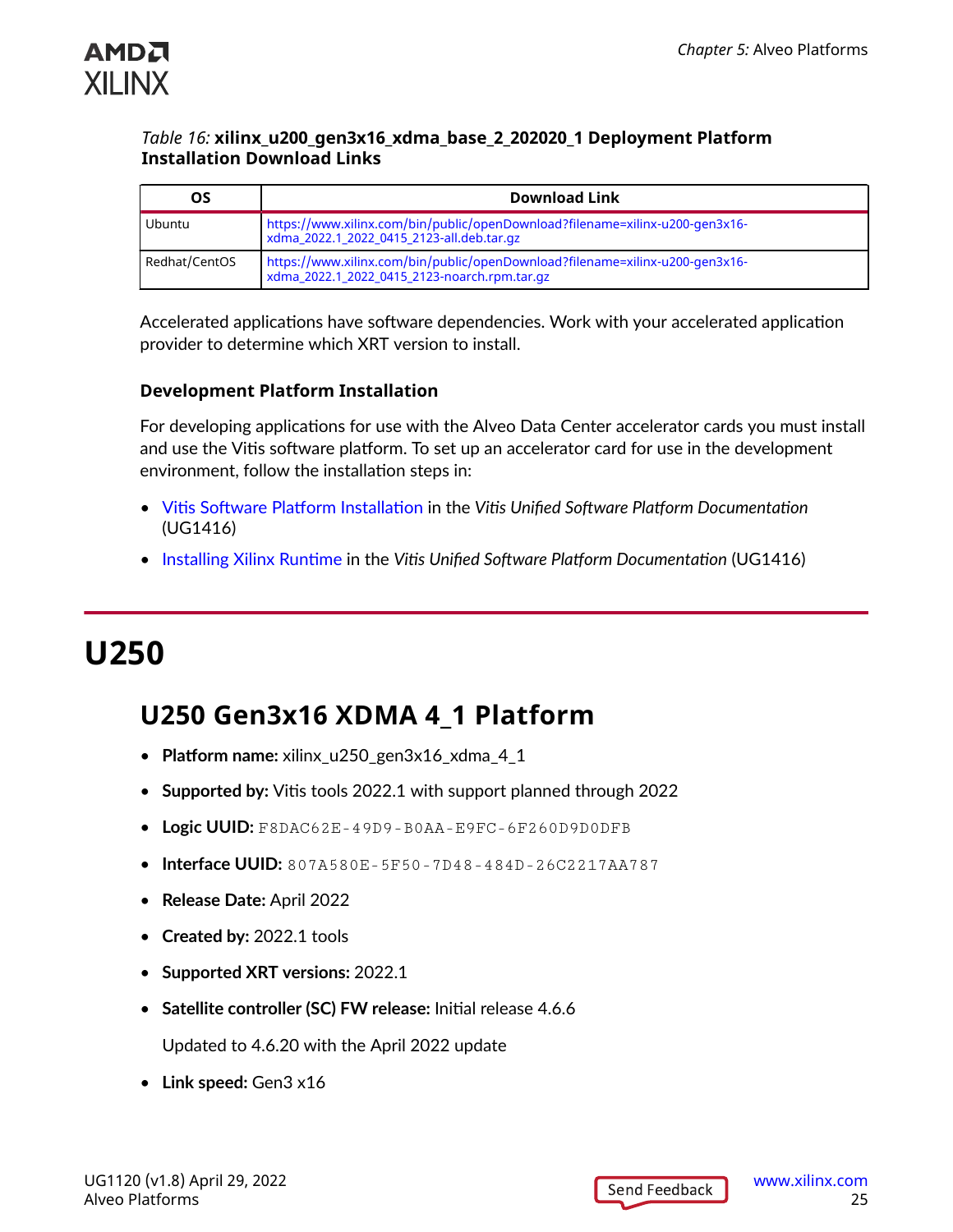*Table 16:* **xilinx_u200_gen3x16_xdma_base_2_202020_1 Deployment Platform Installation Download Links**

| OS | Download Link |
|---|---|
| Ubuntu | https://www.xilinx.com/bin/public/openDownload?filename=xilinx-u200-gen3x16-xdma_2022.1_2022_0415_2123-all.deb.tar.gz |
| Redhat/CentOS | https://www.xilinx.com/bin/public/openDownload?filename=xilinx-u200-gen3x16-xdma_2022.1_2022_0415_2123-noarch.rpm.tar.gz |

Accelerated applications have software dependencies. Work with your accelerated application provider to determine which XRT version to install.

### Development Platform Installation

For developing applications for use with the Alveo Data Center accelerator cards you must install and use the Vitis software platform. To set up an accelerator card for use in the development environment, follow the installation steps in:

- Vitis Software Platform Installation in the *Vitis Unified Software Platform Documentation* (UG1416)
- Installing Xilinx Runtime in the *Vitis Unified Software Platform Documentation* (UG1416)

# U250

## U250 Gen3x16 XDMA 4_1 Platform

- **Platform name:** xilinx_u250_gen3x16_xdma_4_1
- **Supported by:** Vitis tools 2022.1 with support planned through 2022
- **Logic UUID:** `F8DAC62E-49D9-B0AA-E9FC-6F260D9D0DFB`
- **Interface UUID:** `807A580E-5F50-7D48-484D-26C2217AA787`
- **Release Date:** April 2022
- **Created by:** 2022.1 tools
- **Supported XRT versions:** 2022.1
- **Satellite controller (SC) FW release:** Initial release 4.6.6

  Updated to 4.6.20 with the April 2022 update
- **Link speed:** Gen3 x16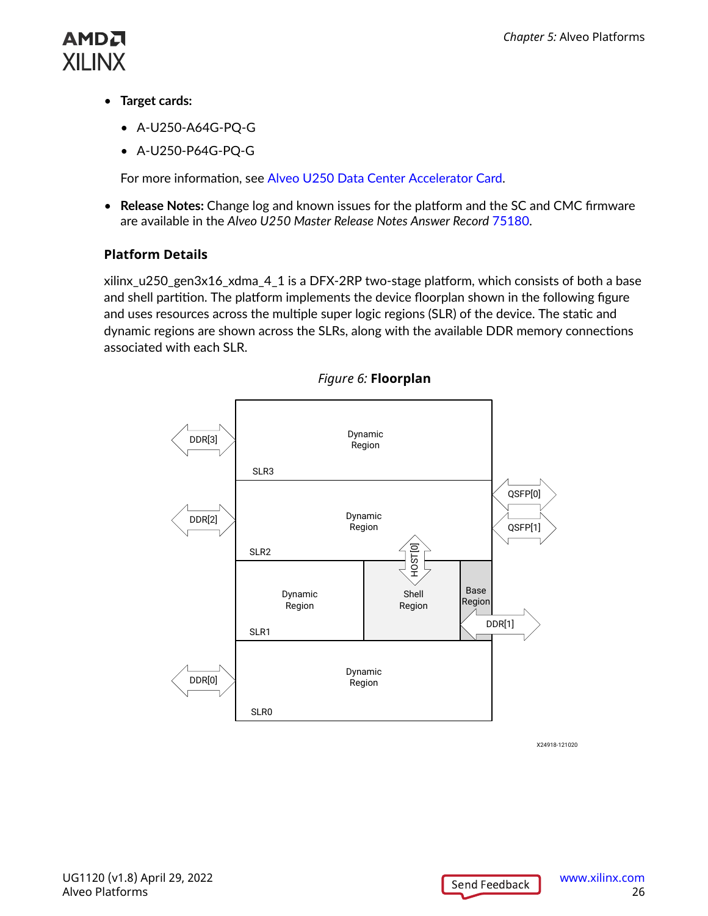- **Target cards:**
  - A-U250-A64G-PQ-G
  - A-U250-P64G-PQ-G

  For more information, see Alveo U250 Data Center Accelerator Card.

- **Release Notes:** Change log and known issues for the platform and the SC and CMC firmware are available in the *Alveo U250 Master Release Notes Answer Record* 75180.

### Platform Details

xilinx_u250_gen3x16_xdma_4_1 is a DFX-2RP two-stage platform, which consists of both a base and shell partition. The platform implements the device floorplan shown in the following figure and uses resources across the multiple super logic regions (SLR) of the device. The static and dynamic regions are shown across the SLRs, along with the available DDR memory connections associated with each SLR.

*Figure 6:* **Floorplan**

X24918-121020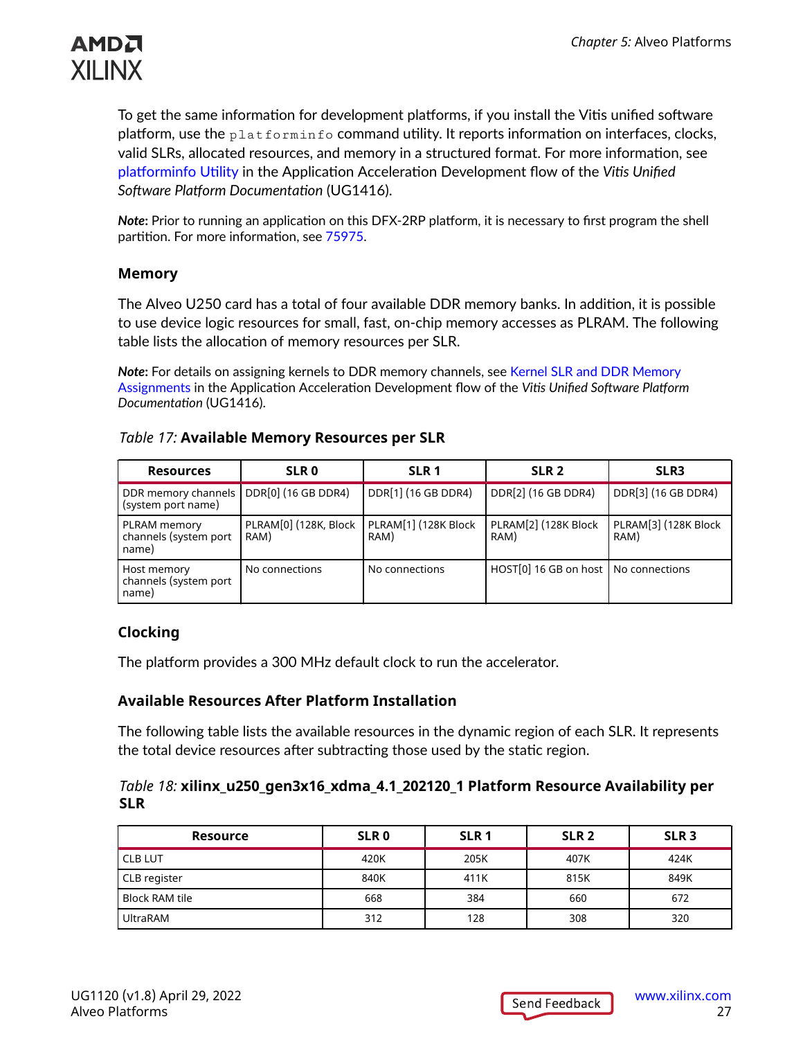To get the same information for development platforms, if you install the Vitis unified software platform, use the `platforminfo` command utility. It reports information on interfaces, clocks, valid SLRs, allocated resources, and memory in a structured format. For more information, see platforminfo Utility in the Application Acceleration Development flow of the *Vitis Unified Software Platform Documentation* (UG1416).

***Note*:** Prior to running an application on this DFX-2RP platform, it is necessary to first program the shell partition. For more information, see 75975.

### Memory

The Alveo U250 card has a total of four available DDR memory banks. In addition, it is possible to use device logic resources for small, fast, on-chip memory accesses as PLRAM. The following table lists the allocation of memory resources per SLR.

***Note*:** For details on assigning kernels to DDR memory channels, see Kernel SLR and DDR Memory Assignments in the Application Acceleration Development flow of the *Vitis Unified Software Platform Documentation* (UG1416).

*Table 17:* **Available Memory Resources per SLR**

| Resources | SLR 0 | SLR 1 | SLR 2 | SLR3 |
|---|---|---|---|---|
| DDR memory channels (system port name) | DDR[0] (16 GB DDR4) | DDR[1] (16 GB DDR4) | DDR[2] (16 GB DDR4) | DDR[3] (16 GB DDR4) |
| PLRAM memory channels (system port name) | PLRAM[0] (128K, Block RAM) | PLRAM[1] (128K Block RAM) | PLRAM[2] (128K Block RAM) | PLRAM[3] (128K Block RAM) |
| Host memory channels (system port name) | No connections | No connections | HOST[0] 16 GB on host | No connections |

### Clocking

The platform provides a 300 MHz default clock to run the accelerator.

### Available Resources After Platform Installation

The following table lists the available resources in the dynamic region of each SLR. It represents the total device resources after subtracting those used by the static region.

*Table 18:* **xilinx_u250_gen3x16_xdma_4.1_202120_1 Platform Resource Availability per SLR**

| Resource | SLR 0 | SLR 1 | SLR 2 | SLR 3 |
|---|---|---|---|---|
| CLB LUT | 420K | 205K | 407K | 424K |
| CLB register | 840K | 411K | 815K | 849K |
| Block RAM tile | 668 | 384 | 660 | 672 |
| UltraRAM | 312 | 128 | 308 | 320 |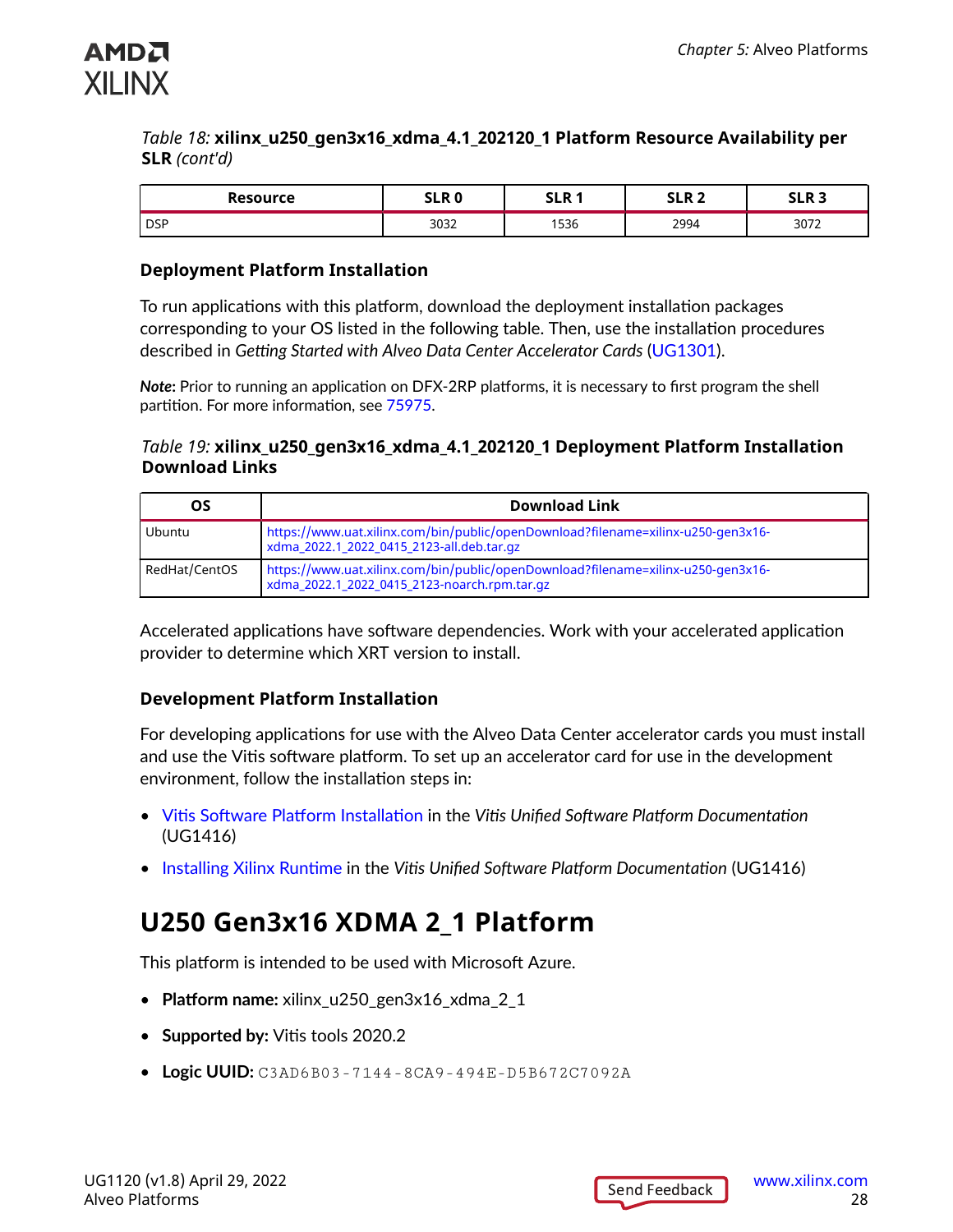*Table 18:* **xilinx_u250_gen3x16_xdma_4.1_202120_1 Platform Resource Availability per SLR** *(cont'd)*

| Resource | SLR 0 | SLR 1 | SLR 2 | SLR 3 |
|---|---|---|---|---|
| DSP | 3032 | 1536 | 2994 | 3072 |

### Deployment Platform Installation

To run applications with this platform, download the deployment installation packages corresponding to your OS listed in the following table. Then, use the installation procedures described in *Getting Started with Alveo Data Center Accelerator Cards* (UG1301).

***Note*:** Prior to running an application on DFX-2RP platforms, it is necessary to first program the shell partition. For more information, see 75975.

*Table 19:* **xilinx_u250_gen3x16_xdma_4.1_202120_1 Deployment Platform Installation Download Links**

| OS | Download Link |
|---|---|
| Ubuntu | https://www.uat.xilinx.com/bin/public/openDownload?filename=xilinx-u250-gen3x16-xdma_2022.1_2022_0415_2123-all.deb.tar.gz |
| RedHat/CentOS | https://www.uat.xilinx.com/bin/public/openDownload?filename=xilinx-u250-gen3x16-xdma_2022.1_2022_0415_2123-noarch.rpm.tar.gz |

Accelerated applications have software dependencies. Work with your accelerated application provider to determine which XRT version to install.

### Development Platform Installation

For developing applications for use with the Alveo Data Center accelerator cards you must install and use the Vitis software platform. To set up an accelerator card for use in the development environment, follow the installation steps in:

- Vitis Software Platform Installation in the *Vitis Unified Software Platform Documentation* (UG1416)
- Installing Xilinx Runtime in the *Vitis Unified Software Platform Documentation* (UG1416)

## U250 Gen3x16 XDMA 2_1 Platform

This platform is intended to be used with Microsoft Azure.

- **Platform name:** xilinx_u250_gen3x16_xdma_2_1
- **Supported by:** Vitis tools 2020.2
- **Logic UUID:** `C3AD6B03-7144-8CA9-494E-D5B672C7092A`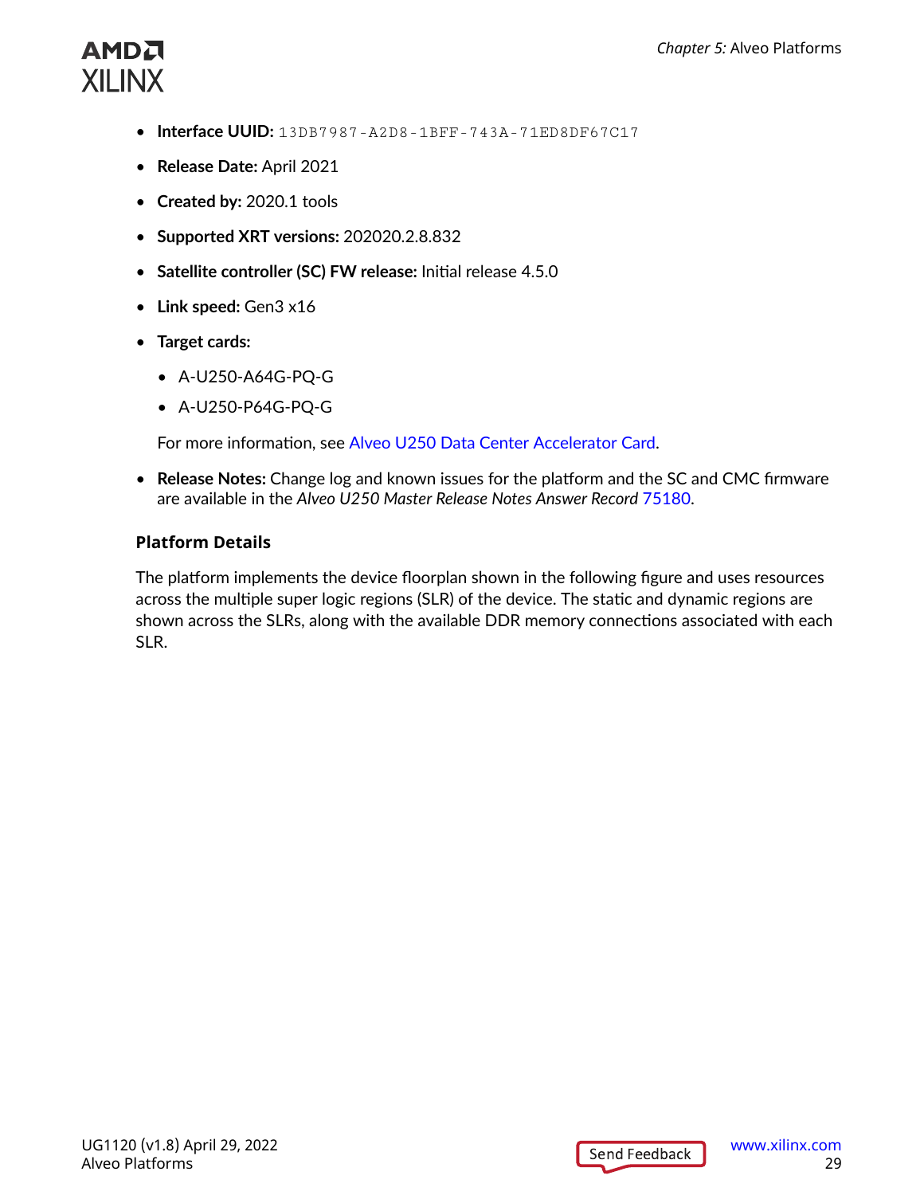- **Interface UUID:** `13DB7987-A2D8-1BFF-743A-71ED8DF67C17`
- **Release Date:** April 2021
- **Created by:** 2020.1 tools
- **Supported XRT versions:** 202020.2.8.832
- **Satellite controller (SC) FW release:** Initial release 4.5.0
- **Link speed:** Gen3 x16
- **Target cards:**
  - A-U250-A64G-PQ-G
  - A-U250-P64G-PQ-G

  For more information, see Alveo U250 Data Center Accelerator Card.
- **Release Notes:** Change log and known issues for the platform and the SC and CMC firmware are available in the *Alveo U250 Master Release Notes Answer Record* 75180.

### Platform Details

The platform implements the device floorplan shown in the following figure and uses resources across the multiple super logic regions (SLR) of the device. The static and dynamic regions are shown across the SLRs, along with the available DDR memory connections associated with each SLR.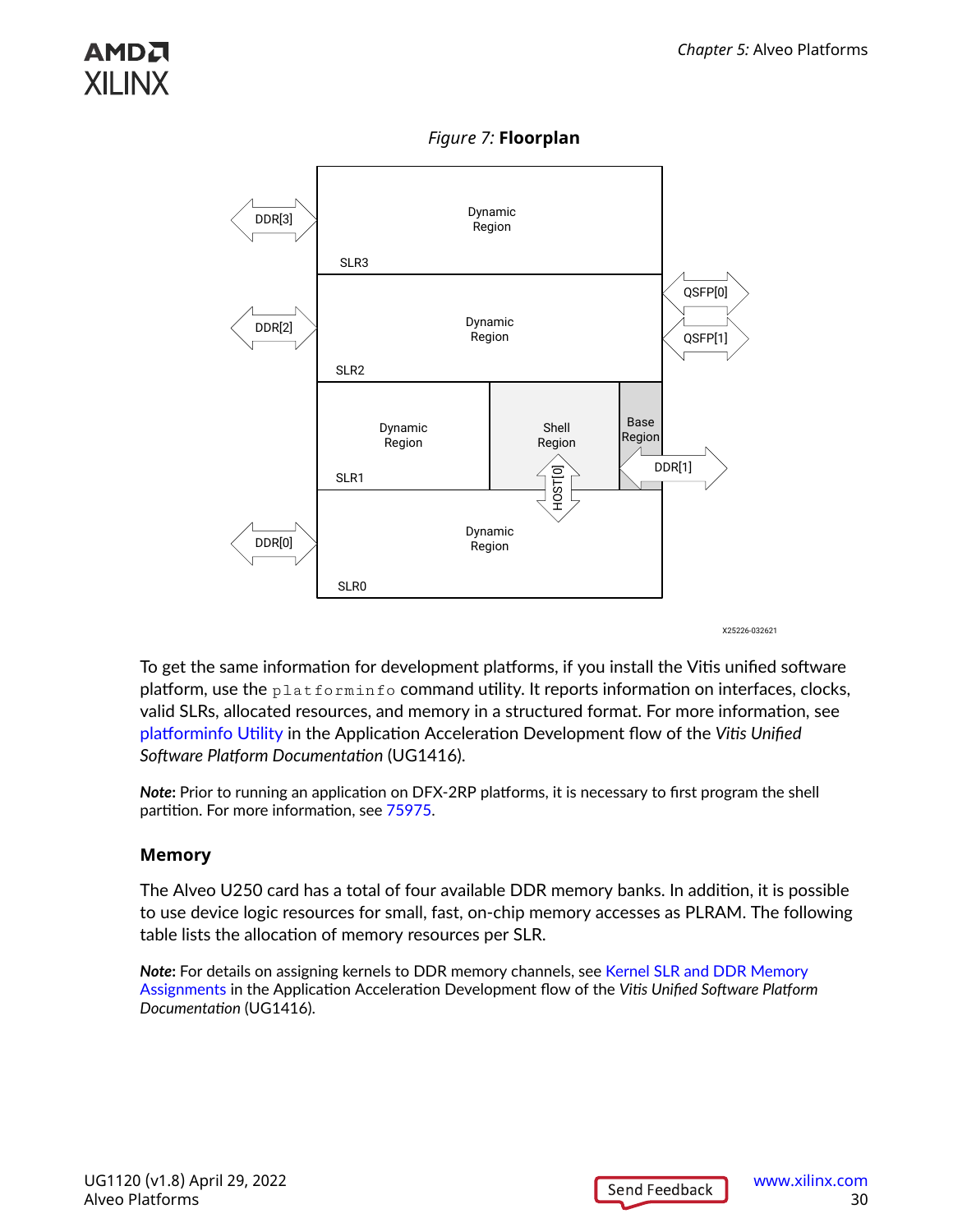*Figure 7:* **Floorplan**

To get the same information for development platforms, if you install the Vitis unified software platform, use the `platforminfo` command utility. It reports information on interfaces, clocks, valid SLRs, allocated resources, and memory in a structured format. For more information, see platforminfo Utility in the Application Acceleration Development flow of the *Vitis Unified Software Platform Documentation* (UG1416).

***Note*:** Prior to running an application on DFX-2RP platforms, it is necessary to first program the shell partition. For more information, see 75975.

### Memory

The Alveo U250 card has a total of four available DDR memory banks. In addition, it is possible to use device logic resources for small, fast, on-chip memory accesses as PLRAM. The following table lists the allocation of memory resources per SLR.

***Note*:** For details on assigning kernels to DDR memory channels, see Kernel SLR and DDR Memory Assignments in the Application Acceleration Development flow of the *Vitis Unified Software Platform Documentation* (UG1416).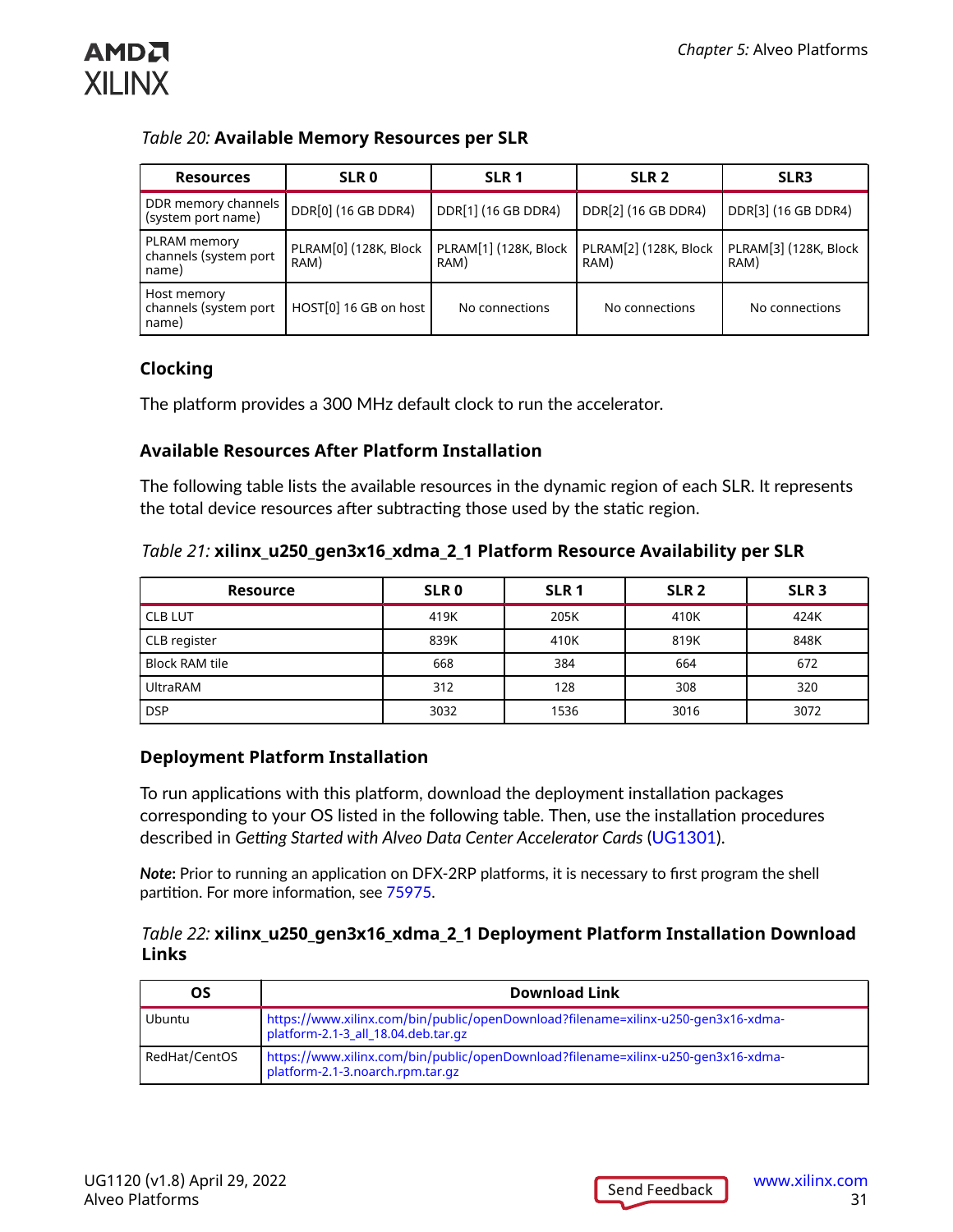*Table 20:* **Available Memory Resources per SLR**

| Resources | SLR 0 | SLR 1 | SLR 2 | SLR3 |
|---|---|---|---|---|
| DDR memory channels (system port name) | DDR[0] (16 GB DDR4) | DDR[1] (16 GB DDR4) | DDR[2] (16 GB DDR4) | DDR[3] (16 GB DDR4) |
| PLRAM memory channels (system port name) | PLRAM[0] (128K, Block RAM) | PLRAM[1] (128K, Block RAM) | PLRAM[2] (128K, Block RAM) | PLRAM[3] (128K, Block RAM) |
| Host memory channels (system port name) | HOST[0] 16 GB on host | No connections | No connections | No connections |

## Clocking

The platform provides a 300 MHz default clock to run the accelerator.

### Available Resources After Platform Installation

The following table lists the available resources in the dynamic region of each SLR. It represents the total device resources after subtracting those used by the static region.

*Table 21:* **xilinx_u250_gen3x16_xdma_2_1 Platform Resource Availability per SLR**

| Resource | SLR 0 | SLR 1 | SLR 2 | SLR 3 |
|---|---|---|---|---|
| CLB LUT | 419K | 205K | 410K | 424K |
| CLB register | 839K | 410K | 819K | 848K |
| Block RAM tile | 668 | 384 | 664 | 672 |
| UltraRAM | 312 | 128 | 308 | 320 |
| DSP | 3032 | 1536 | 3016 | 3072 |

### Deployment Platform Installation

To run applications with this platform, download the deployment installation packages corresponding to your OS listed in the following table. Then, use the installation procedures described in *Getting Started with Alveo Data Center Accelerator Cards* (UG1301).

***Note*:** Prior to running an application on DFX-2RP platforms, it is necessary to first program the shell partition. For more information, see 75975.

*Table 22:* **xilinx_u250_gen3x16_xdma_2_1 Deployment Platform Installation Download Links**

| OS | Download Link |
|---|---|
| Ubuntu | https://www.xilinx.com/bin/public/openDownload?filename=xilinx-u250-gen3x16-xdma-platform-2.1-3_all_18.04.deb.tar.gz |
| RedHat/CentOS | https://www.xilinx.com/bin/public/openDownload?filename=xilinx-u250-gen3x16-xdma-platform-2.1-3.noarch.rpm.tar.gz |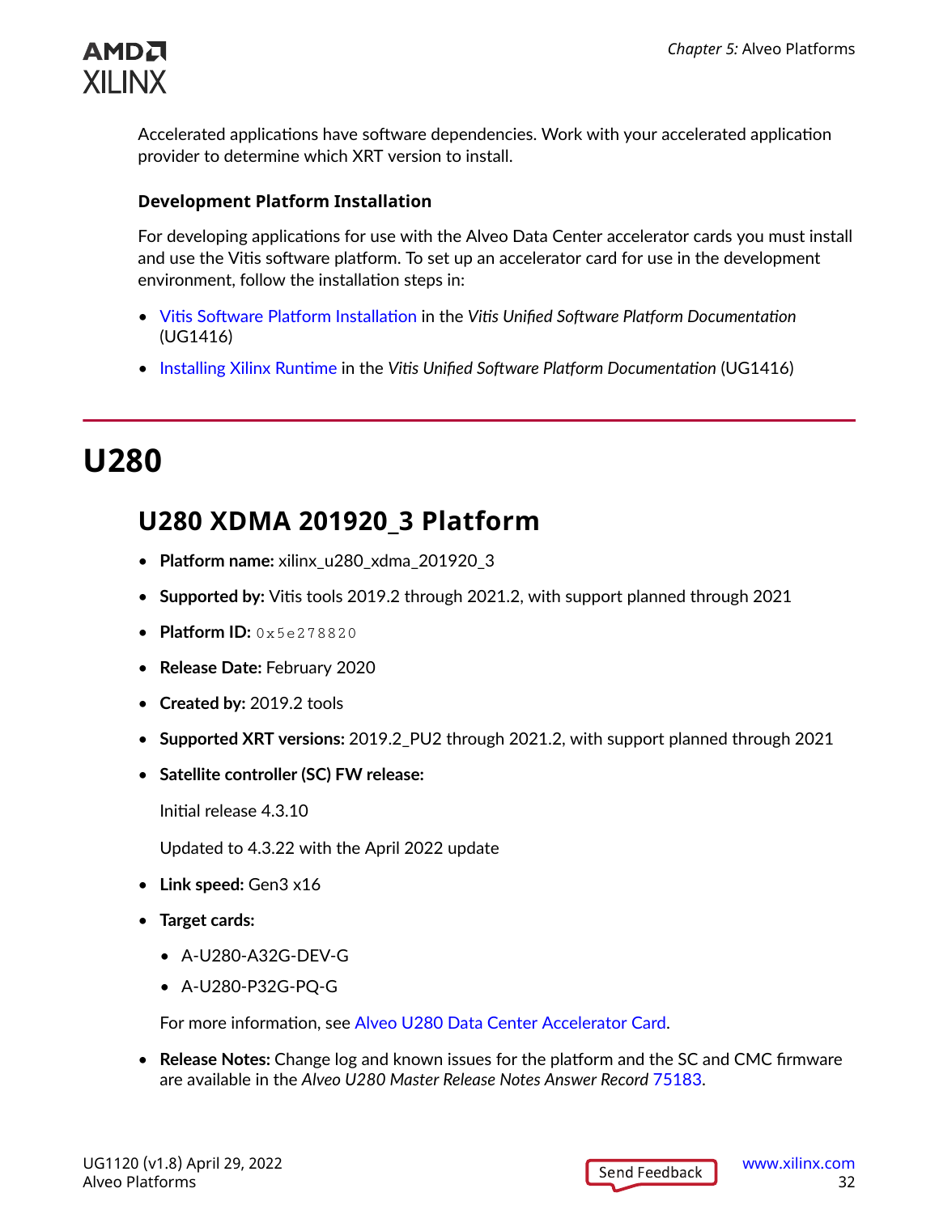Accelerated applications have software dependencies. Work with your accelerated application provider to determine which XRT version to install.

### Development Platform Installation

For developing applications for use with the Alveo Data Center accelerator cards you must install and use the Vitis software platform. To set up an accelerator card for use in the development environment, follow the installation steps in:

- Vitis Software Platform Installation in the *Vitis Unified Software Platform Documentation* (UG1416)
- Installing Xilinx Runtime in the *Vitis Unified Software Platform Documentation* (UG1416)

# U280

## U280 XDMA 201920_3 Platform

- **Platform name:** xilinx_u280_xdma_201920_3
- **Supported by:** Vitis tools 2019.2 through 2021.2, with support planned through 2021
- **Platform ID:** `0x5e278820`
- **Release Date:** February 2020
- **Created by:** 2019.2 tools
- **Supported XRT versions:** 2019.2_PU2 through 2021.2, with support planned through 2021
- **Satellite controller (SC) FW release:**

  Initial release 4.3.10

  Updated to 4.3.22 with the April 2022 update
- **Link speed:** Gen3 x16
- **Target cards:**
  - A-U280-A32G-DEV-G
  - A-U280-P32G-PQ-G

  For more information, see Alveo U280 Data Center Accelerator Card.
- **Release Notes:** Change log and known issues for the platform and the SC and CMC firmware are available in the *Alveo U280 Master Release Notes Answer Record* 75183.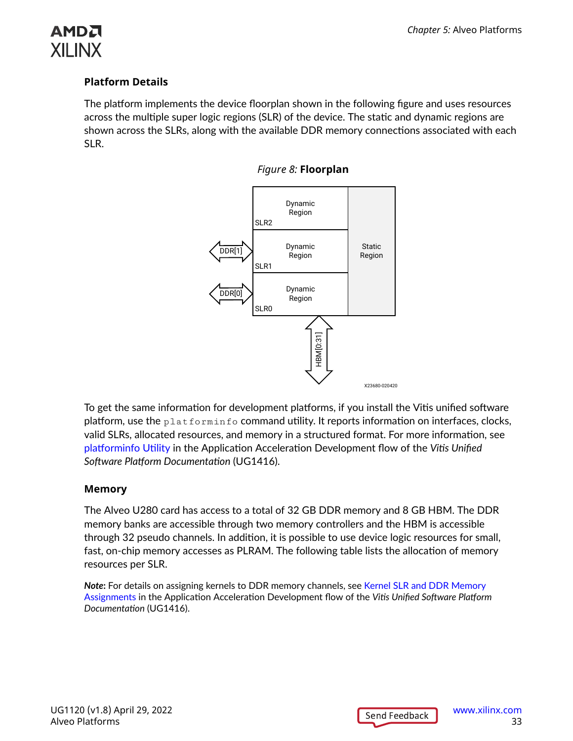### Platform Details

The platform implements the device floorplan shown in the following figure and uses resources across the multiple super logic regions (SLR) of the device. The static and dynamic regions are shown across the SLRs, along with the available DDR memory connections associated with each SLR.

*Figure 8:* **Floorplan**

To get the same information for development platforms, if you install the Vitis unified software platform, use the `platforminfo` command utility. It reports information on interfaces, clocks, valid SLRs, allocated resources, and memory in a structured format. For more information, see platforminfo Utility in the Application Acceleration Development flow of the *Vitis Unified Software Platform Documentation* (UG1416).

### Memory

The Alveo U280 card has access to a total of 32 GB DDR memory and 8 GB HBM. The DDR memory banks are accessible through two memory controllers and the HBM is accessible through 32 pseudo channels. In addition, it is possible to use device logic resources for small, fast, on-chip memory accesses as PLRAM. The following table lists the allocation of memory resources per SLR.

***Note*:** For details on assigning kernels to DDR memory channels, see Kernel SLR and DDR Memory Assignments in the Application Acceleration Development flow of the *Vitis Unified Software Platform Documentation* (UG1416).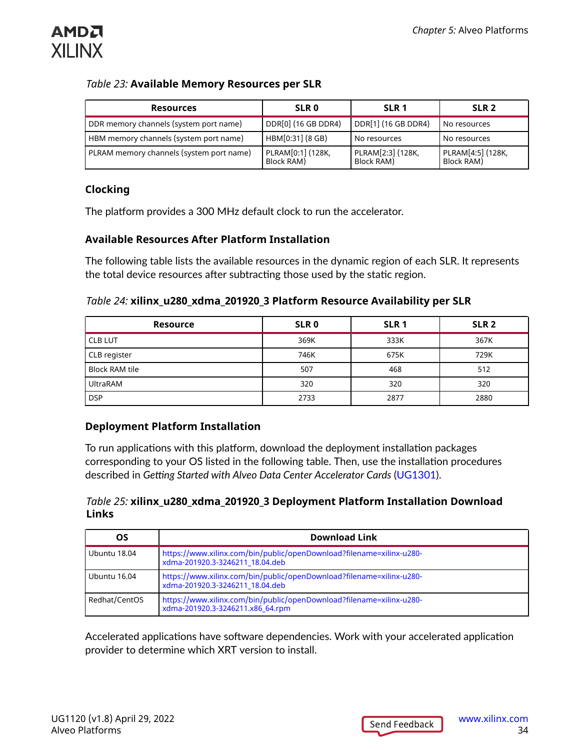*Table 23:* **Available Memory Resources per SLR**

| Resources | SLR 0 | SLR 1 | SLR 2 |
|---|---|---|---|
| DDR memory channels (system port name) | DDR[0] (16 GB DDR4) | DDR[1] (16 GB DDR4) | No resources |
| HBM memory channels (system port name) | HBM[0:31] (8 GB) | No resources | No resources |
| PLRAM memory channels (system port name) | PLRAM[0:1] (128K, Block RAM) | PLRAM[2:3] (128K, Block RAM) | PLRAM[4:5] (128K, Block RAM) |

### Clocking

The platform provides a 300 MHz default clock to run the accelerator.

### Available Resources After Platform Installation

The following table lists the available resources in the dynamic region of each SLR. It represents the total device resources after subtracting those used by the static region.

*Table 24:* **xilinx_u280_xdma_201920_3 Platform Resource Availability per SLR**

| Resource | SLR 0 | SLR 1 | SLR 2 |
|---|---|---|---|
| CLB LUT | 369K | 333K | 367K |
| CLB register | 746K | 675K | 729K |
| Block RAM tile | 507 | 468 | 512 |
| UltraRAM | 320 | 320 | 320 |
| DSP | 2733 | 2877 | 2880 |

### Deployment Platform Installation

To run applications with this platform, download the deployment installation packages corresponding to your OS listed in the following table. Then, use the installation procedures described in *Getting Started with Alveo Data Center Accelerator Cards* (UG1301).

*Table 25:* **xilinx_u280_xdma_201920_3 Deployment Platform Installation Download Links**

| OS | Download Link |
|---|---|
| Ubuntu 18.04 | https://www.xilinx.com/bin/public/openDownload?filename=xilinx-u280-xdma-201920.3-3246211_18.04.deb |
| Ubuntu 16.04 | https://www.xilinx.com/bin/public/openDownload?filename=xilinx-u280-xdma-201920.3-3246211_18.04.deb |
| Redhat/CentOS | https://www.xilinx.com/bin/public/openDownload?filename=xilinx-u280-xdma-201920.3-3246211.x86_64.rpm |

Accelerated applications have software dependencies. Work with your accelerated application provider to determine which XRT version to install.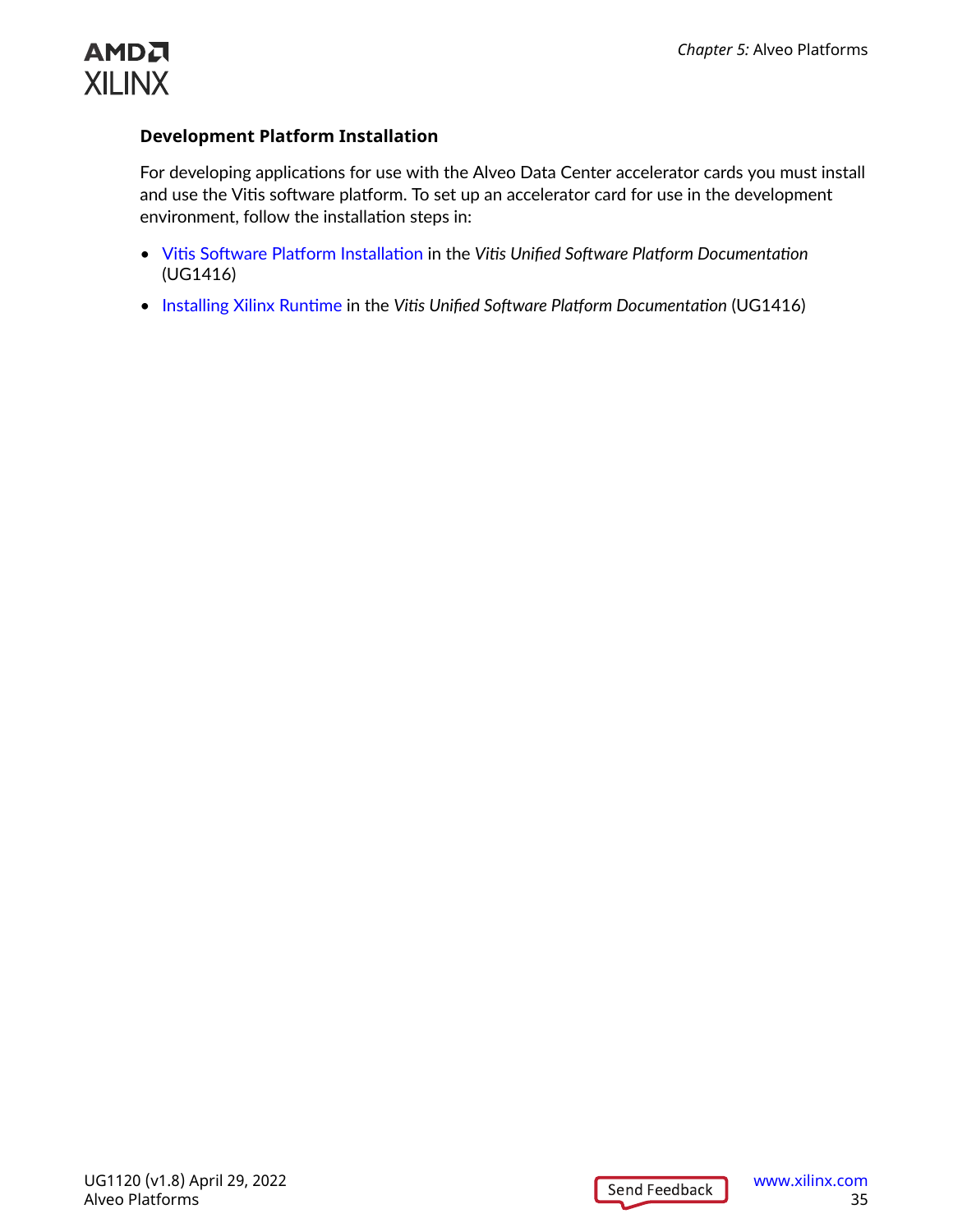### Development Platform Installation

For developing applications for use with the Alveo Data Center accelerator cards you must install and use the Vitis software platform. To set up an accelerator card for use in the development environment, follow the installation steps in:

- Vitis Software Platform Installation in the *Vitis Unified Software Platform Documentation* (UG1416)
- Installing Xilinx Runtime in the *Vitis Unified Software Platform Documentation* (UG1416)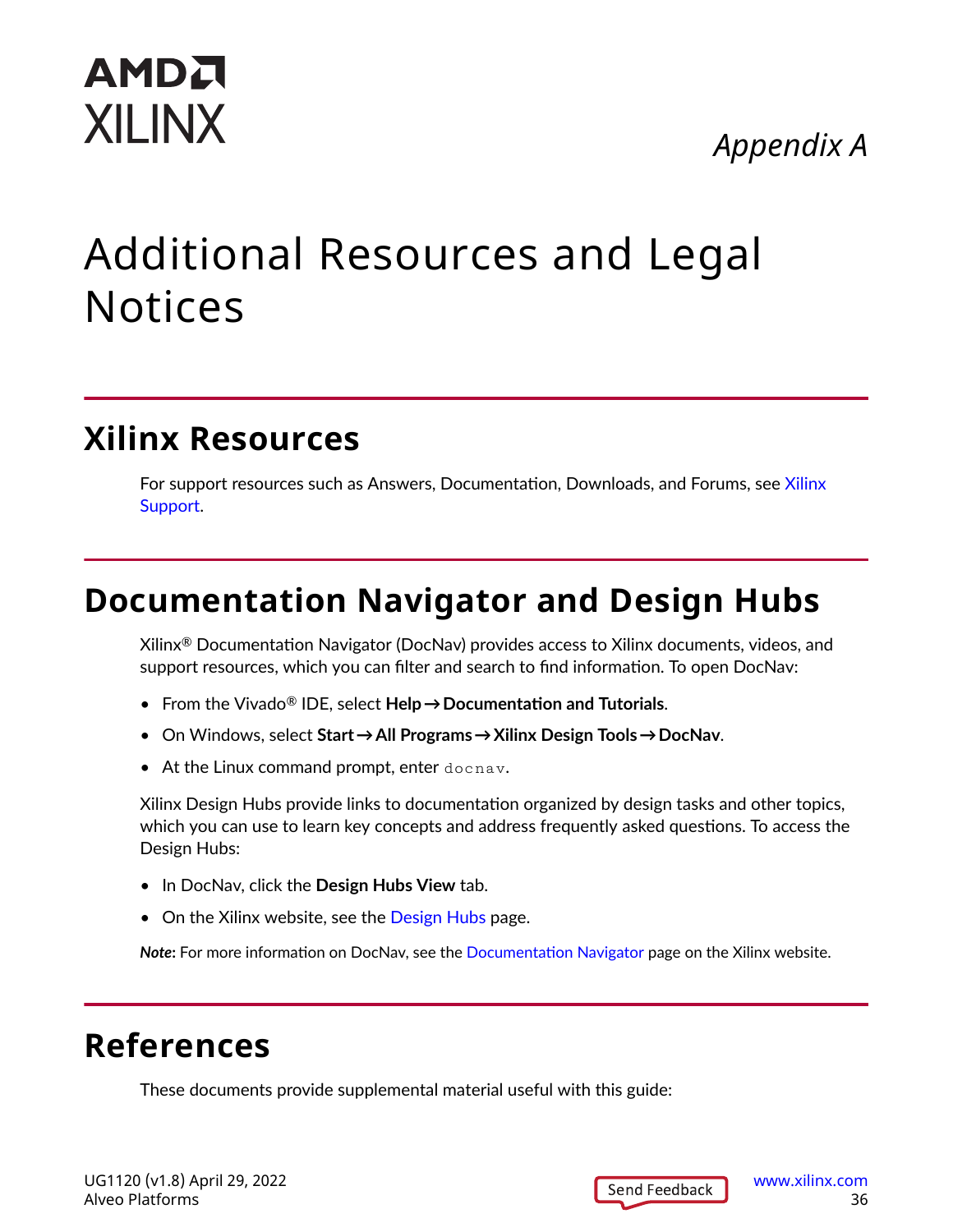*Appendix A*

# Additional Resources and Legal Notices

## Xilinx Resources

For support resources such as Answers, Documentation, Downloads, and Forums, see Xilinx Support.

## Documentation Navigator and Design Hubs

Xilinx® Documentation Navigator (DocNav) provides access to Xilinx documents, videos, and support resources, which you can filter and search to find information. To open DocNav:

- From the Vivado® IDE, select **Help → Documentation and Tutorials**.
- On Windows, select **Start → All Programs → Xilinx Design Tools → DocNav**.
- At the Linux command prompt, enter `docnav`.

Xilinx Design Hubs provide links to documentation organized by design tasks and other topics, which you can use to learn key concepts and address frequently asked questions. To access the Design Hubs:

- In DocNav, click the **Design Hubs View** tab.
- On the Xilinx website, see the Design Hubs page.

***Note*:** For more information on DocNav, see the Documentation Navigator page on the Xilinx website.

## References

These documents provide supplemental material useful with this guide: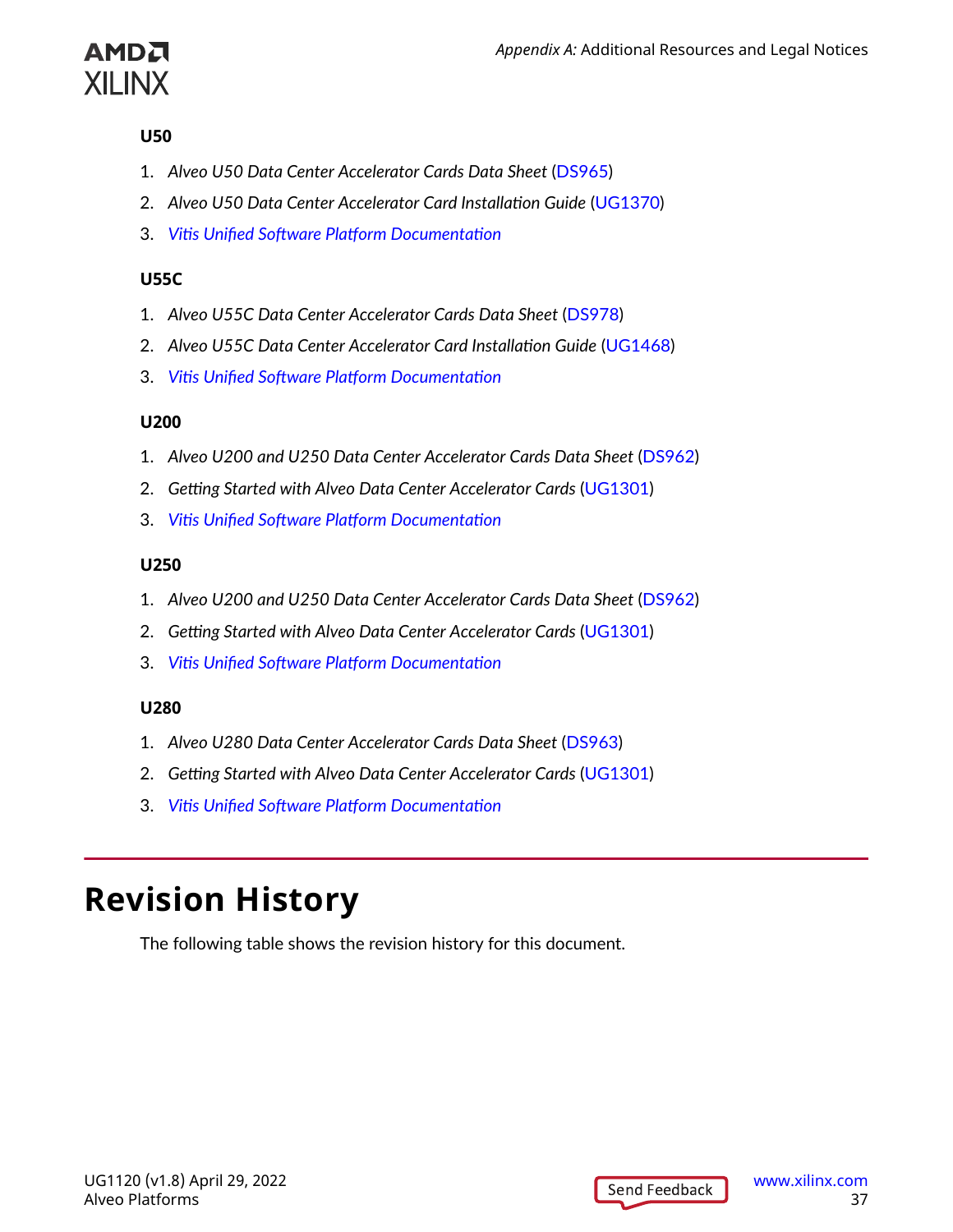#### U50

1. *Alveo U50 Data Center Accelerator Cards Data Sheet* (DS965)
2. *Alveo U50 Data Center Accelerator Card Installation Guide* (UG1370)
3. *Vitis Unified Software Platform Documentation*

#### U55C

1. *Alveo U55C Data Center Accelerator Cards Data Sheet* (DS978)
2. *Alveo U55C Data Center Accelerator Card Installation Guide* (UG1468)
3. *Vitis Unified Software Platform Documentation*

#### U200

1. *Alveo U200 and U250 Data Center Accelerator Cards Data Sheet* (DS962)
2. *Getting Started with Alveo Data Center Accelerator Cards* (UG1301)
3. *Vitis Unified Software Platform Documentation*

#### U250

1. *Alveo U200 and U250 Data Center Accelerator Cards Data Sheet* (DS962)
2. *Getting Started with Alveo Data Center Accelerator Cards* (UG1301)
3. *Vitis Unified Software Platform Documentation*

#### U280

1. *Alveo U280 Data Center Accelerator Cards Data Sheet* (DS963)
2. *Getting Started with Alveo Data Center Accelerator Cards* (UG1301)
3. *Vitis Unified Software Platform Documentation*

# Revision History

The following table shows the revision history for this document.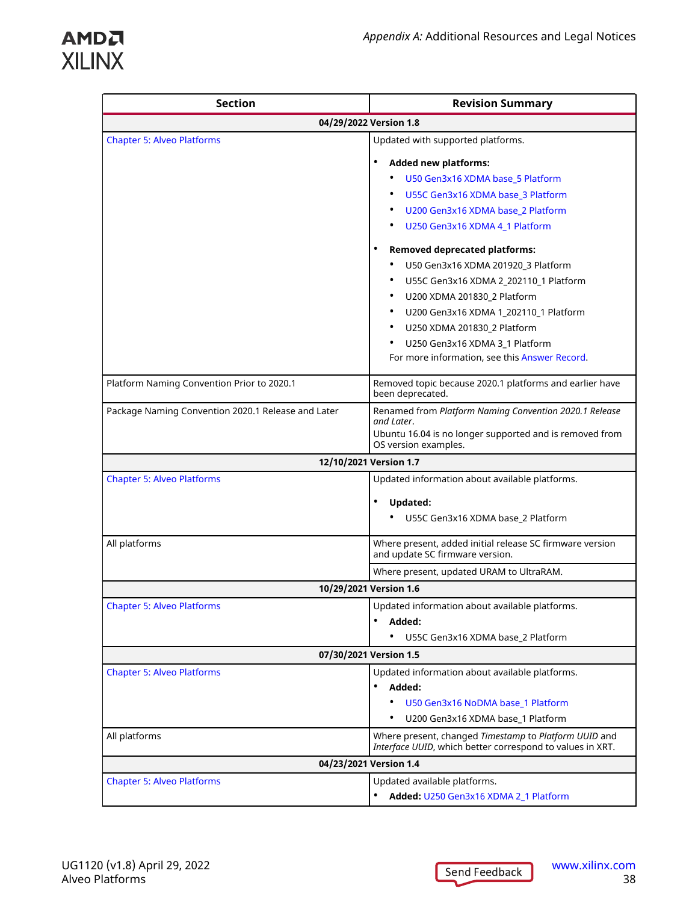| Section | Revision Summary |
|---|---|
| **04/29/2022 Version 1.8** | |
| Chapter 5: Alveo Platforms | Updated with supported platforms.<br>• **Added new platforms:**<br>&nbsp;&nbsp;• U50 Gen3x16 XDMA base_5 Platform<br>&nbsp;&nbsp;• U55C Gen3x16 XDMA base_3 Platform<br>&nbsp;&nbsp;• U200 Gen3x16 XDMA base_2 Platform<br>&nbsp;&nbsp;• U250 Gen3x16 XDMA 4_1 Platform<br>• **Removed deprecated platforms:**<br>&nbsp;&nbsp;• U50 Gen3x16 XDMA 201920_3 Platform<br>&nbsp;&nbsp;• U55C Gen3x16 XDMA 2_202110_1 Platform<br>&nbsp;&nbsp;• U200 XDMA 201830_2 Platform<br>&nbsp;&nbsp;• U200 Gen3x16 XDMA 1_202110_1 Platform<br>&nbsp;&nbsp;• U250 XDMA 201830_2 Platform<br>&nbsp;&nbsp;• U250 Gen3x16 XDMA 3_1 Platform<br>For more information, see this Answer Record. |
| Platform Naming Convention Prior to 2020.1 | Removed topic because 2020.1 platforms and earlier have been deprecated. |
| Package Naming Convention 2020.1 Release and Later | Renamed from *Platform Naming Convention 2020.1 Release and Later*.<br>Ubuntu 16.04 is no longer supported and is removed from OS version examples. |
| **12/10/2021 Version 1.7** | |
| Chapter 5: Alveo Platforms | Updated information about available platforms.<br>• **Updated:**<br>&nbsp;&nbsp;• U55C Gen3x16 XDMA base_2 Platform |
| All platforms | Where present, added initial release SC firmware version and update SC firmware version. |
| | Where present, updated URAM to UltraRAM. |
| **10/29/2021 Version 1.6** | |
| Chapter 5: Alveo Platforms | Updated information about available platforms.<br>• **Added:**<br>&nbsp;&nbsp;• U55C Gen3x16 XDMA base_2 Platform |
| **07/30/2021 Version 1.5** | |
| Chapter 5: Alveo Platforms | Updated information about available platforms.<br>• **Added:**<br>&nbsp;&nbsp;• U50 Gen3x16 NoDMA base_1 Platform<br>&nbsp;&nbsp;• U200 Gen3x16 XDMA base_1 Platform |
| All platforms | Where present, changed *Timestamp* to *Platform UUID* and *Interface UUID*, which better correspond to values in XRT. |
| **04/23/2021 Version 1.4** | |
| Chapter 5: Alveo Platforms | Updated available platforms.<br>• **Added:** U250 Gen3x16 XDMA 2_1 Platform |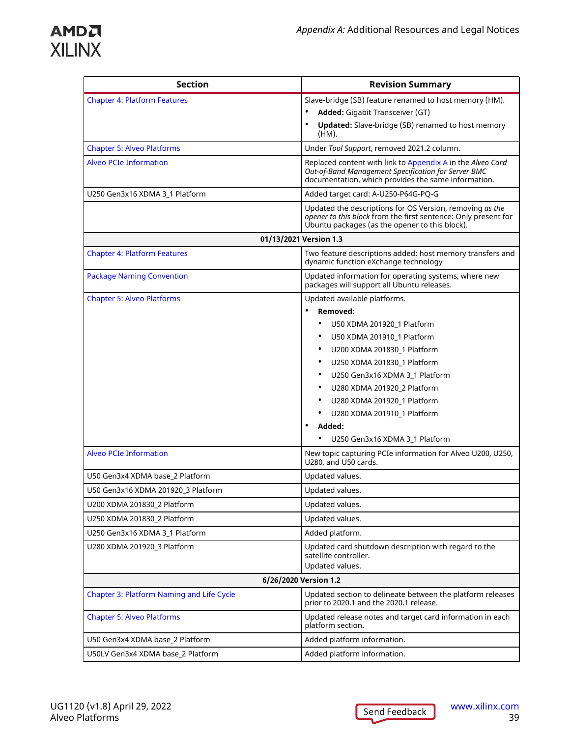| Section | Revision Summary |
|---|---|
| Chapter 4: Platform Features | Slave-bridge (SB) feature renamed to host memory (HM).<br>• **Added:** Gigabit Transceiver (GT)<br>• **Updated:** Slave-bridge (SB) renamed to host memory (HM). |
| Chapter 5: Alveo Platforms | Under *Tool Support*, removed 2021.2 column. |
| Alveo PCIe Information | Replaced content with link to Appendix A in the *Alveo Card Out-of-Band Management Specification for Server BMC* documentation, which provides the same information. |
| U250 Gen3x16 XDMA 3_1 Platform | Added target card: A-U250-P64G-PQ-G |
| | Updated the descriptions for OS Version, removing *as the opener to this block* from the first sentence: Only present for Ubuntu packages (as the opener to this block). |
| **01/13/2021 Version 1.3** | |
| Chapter 4: Platform Features | Two feature descriptions added: host memory transfers and dynamic function eXchange technology |
| Package Naming Convention | Updated information for operating systems, where new packages will support all Ubuntu releases. |
| Chapter 5: Alveo Platforms | Updated available platforms.<br>• **Removed:**<br>  ◦ U50 XDMA 201920_1 Platform<br>  ◦ U50 XDMA 201910_1 Platform<br>  ◦ U200 XDMA 201830_1 Platform<br>  ◦ U250 XDMA 201830_1 Platform<br>  ◦ U250 Gen3x16 XDMA 3_1 Platform<br>  ◦ U280 XDMA 201920_2 Platform<br>  ◦ U280 XDMA 201920_1 Platform<br>  ◦ U280 XDMA 201910_1 Platform<br>• **Added:**<br>  ◦ U250 Gen3x16 XDMA 3_1 Platform |
| Alveo PCIe Information | New topic capturing PCIe information for Alveo U200, U250, U280, and U50 cards. |
| U50 Gen3x4 XDMA base_2 Platform | Updated values. |
| U50 Gen3x16 XDMA 201920_3 Platform | Updated values. |
| U200 XDMA 201830_2 Platform | Updated values. |
| U250 XDMA 201830_2 Platform | Updated values. |
| U250 Gen3x16 XDMA 3_1 Platform | Added platform. |
| U280 XDMA 201920_3 Platform | Updated card shutdown description with regard to the satellite controller.<br>Updated values. |
| **6/26/2020 Version 1.2** | |
| Chapter 3: Platform Naming and Life Cycle | Updated section to delineate between the platform releases prior to 2020.1 and the 2020.1 release. |
| Chapter 5: Alveo Platforms | Updated release notes and target card information in each platform section. |
| U50 Gen3x4 XDMA base_2 Platform | Added platform information. |
| U50LV Gen3x4 XDMA base_2 Platform | Added platform information. |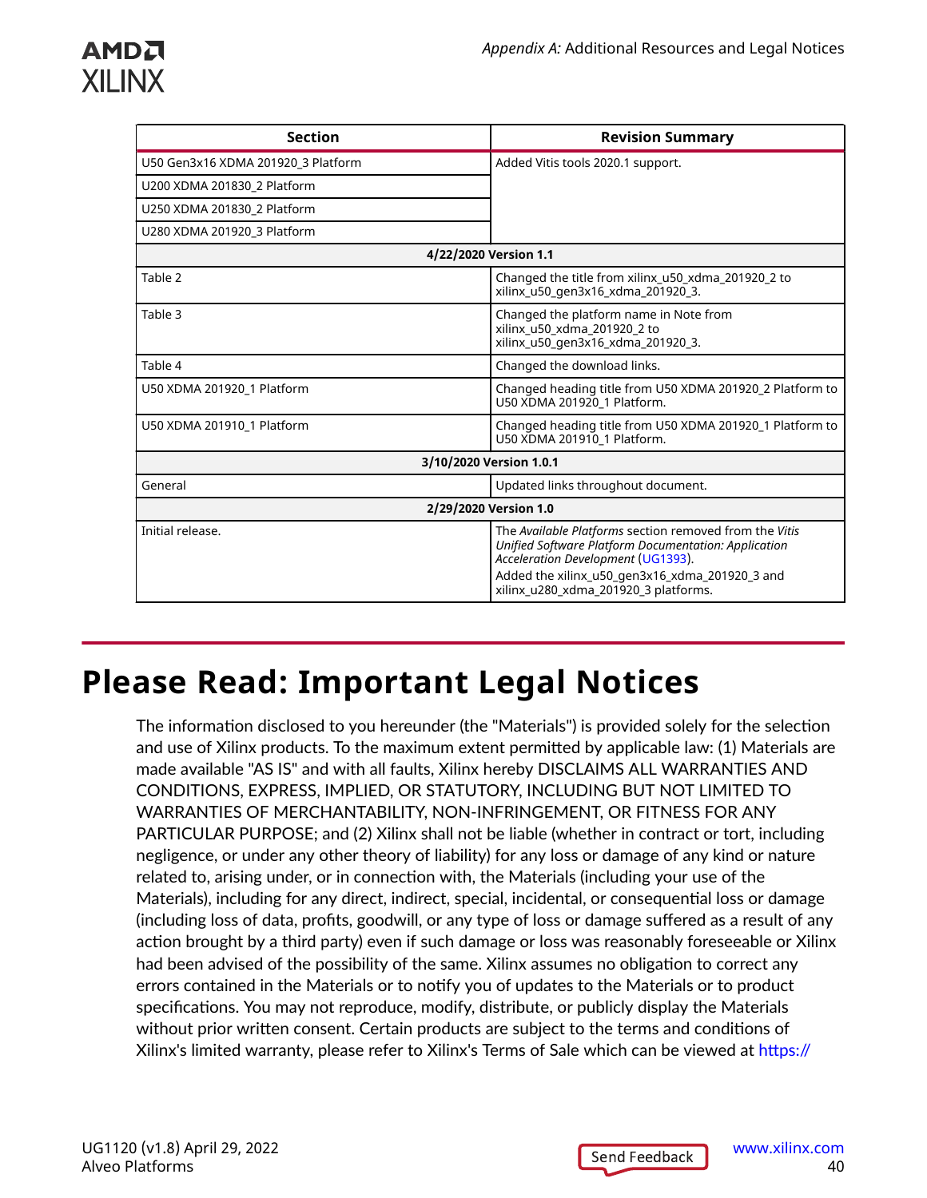| Section | Revision Summary |
|---|---|
| U50 Gen3x16 XDMA 201920_3 Platform | Added Vitis tools 2020.1 support. |
| U200 XDMA 201830_2 Platform | |
| U250 XDMA 201830_2 Platform | |
| U280 XDMA 201920_3 Platform | |
| **4/22/2020 Version 1.1** | |
| Table 2 | Changed the title from xilinx_u50_xdma_201920_2 to xilinx_u50_gen3x16_xdma_201920_3. |
| Table 3 | Changed the platform name in Note from xilinx_u50_xdma_201920_2 to xilinx_u50_gen3x16_xdma_201920_3. |
| Table 4 | Changed the download links. |
| U50 XDMA 201920_1 Platform | Changed heading title from U50 XDMA 201920_2 Platform to U50 XDMA 201920_1 Platform. |
| U50 XDMA 201910_1 Platform | Changed heading title from U50 XDMA 201920_1 Platform to U50 XDMA 201910_1 Platform. |
| **3/10/2020 Version 1.0.1** | |
| General | Updated links throughout document. |
| **2/29/2020 Version 1.0** | |
| Initial release. | The *Available Platforms* section removed from the *Vitis Unified Software Platform Documentation: Application Acceleration Development* (UG1393). Added the xilinx_u50_gen3x16_xdma_201920_3 and xilinx_u280_xdma_201920_3 platforms. |

# Please Read: Important Legal Notices

The information disclosed to you hereunder (the "Materials") is provided solely for the selection and use of Xilinx products. To the maximum extent permitted by applicable law: (1) Materials are made available "AS IS" and with all faults, Xilinx hereby DISCLAIMS ALL WARRANTIES AND CONDITIONS, EXPRESS, IMPLIED, OR STATUTORY, INCLUDING BUT NOT LIMITED TO WARRANTIES OF MERCHANTABILITY, NON-INFRINGEMENT, OR FITNESS FOR ANY PARTICULAR PURPOSE; and (2) Xilinx shall not be liable (whether in contract or tort, including negligence, or under any other theory of liability) for any loss or damage of any kind or nature related to, arising under, or in connection with, the Materials (including your use of the Materials), including for any direct, indirect, special, incidental, or consequential loss or damage (including loss of data, profits, goodwill, or any type of loss or damage suffered as a result of any action brought by a third party) even if such damage or loss was reasonably foreseeable or Xilinx had been advised of the possibility of the same. Xilinx assumes no obligation to correct any errors contained in the Materials or to notify you of updates to the Materials or to product specifications. You may not reproduce, modify, distribute, or publicly display the Materials without prior written consent. Certain products are subject to the terms and conditions of Xilinx's limited warranty, please refer to Xilinx's Terms of Sale which can be viewed at https://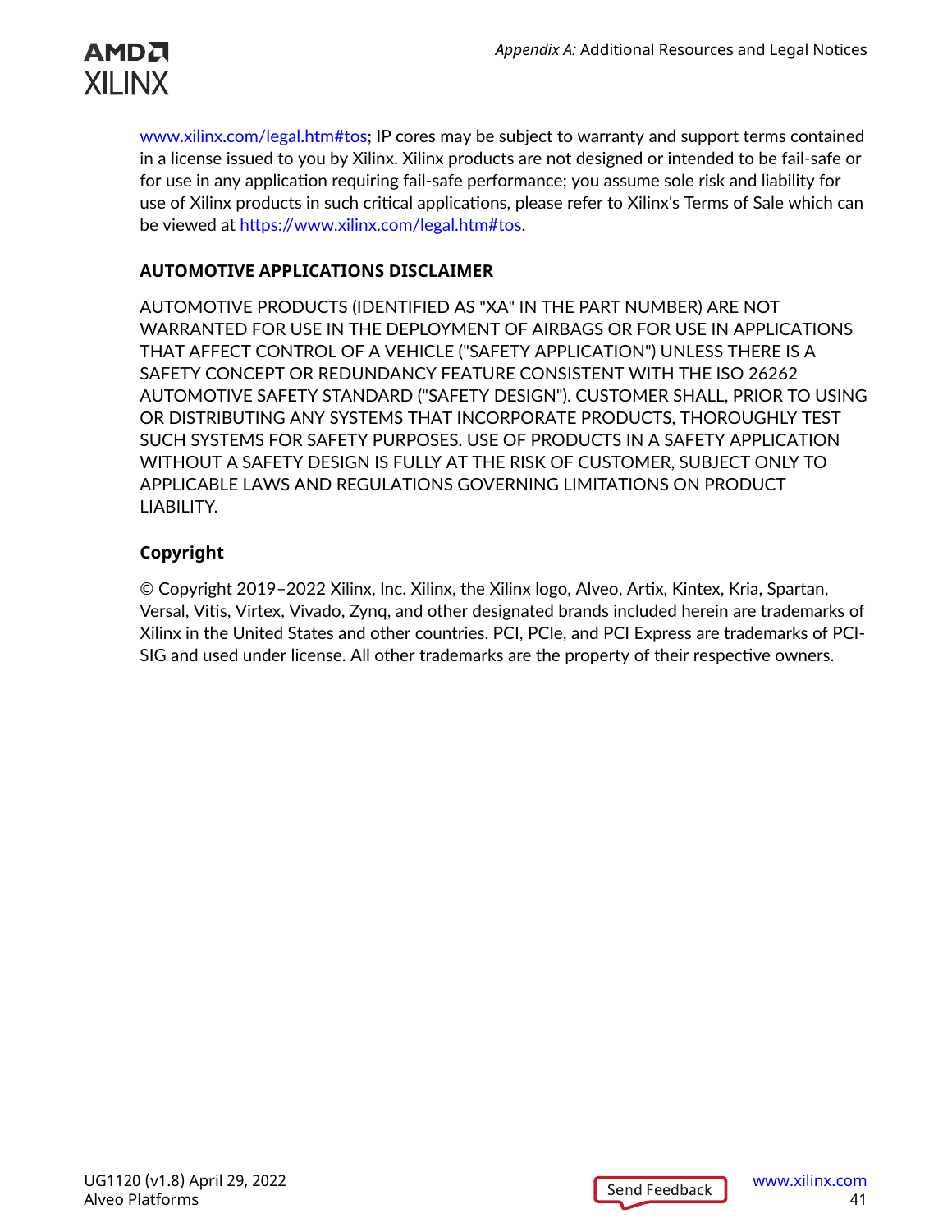www.xilinx.com/legal.htm#tos; IP cores may be subject to warranty and support terms contained in a license issued to you by Xilinx. Xilinx products are not designed or intended to be fail-safe or for use in any application requiring fail-safe performance; you assume sole risk and liability for use of Xilinx products in such critical applications, please refer to Xilinx's Terms of Sale which can be viewed at https://www.xilinx.com/legal.htm#tos.

**AUTOMOTIVE APPLICATIONS DISCLAIMER**

AUTOMOTIVE PRODUCTS (IDENTIFIED AS "XA" IN THE PART NUMBER) ARE NOT WARRANTED FOR USE IN THE DEPLOYMENT OF AIRBAGS OR FOR USE IN APPLICATIONS THAT AFFECT CONTROL OF A VEHICLE ("SAFETY APPLICATION") UNLESS THERE IS A SAFETY CONCEPT OR REDUNDANCY FEATURE CONSISTENT WITH THE ISO 26262 AUTOMOTIVE SAFETY STANDARD ("SAFETY DESIGN"). CUSTOMER SHALL, PRIOR TO USING OR DISTRIBUTING ANY SYSTEMS THAT INCORPORATE PRODUCTS, THOROUGHLY TEST SUCH SYSTEMS FOR SAFETY PURPOSES. USE OF PRODUCTS IN A SAFETY APPLICATION WITHOUT A SAFETY DESIGN IS FULLY AT THE RISK OF CUSTOMER, SUBJECT ONLY TO APPLICABLE LAWS AND REGULATIONS GOVERNING LIMITATIONS ON PRODUCT LIABILITY.

**Copyright**

© Copyright 2019–2022 Xilinx, Inc. Xilinx, the Xilinx logo, Alveo, Artix, Kintex, Kria, Spartan, Versal, Vitis, Virtex, Vivado, Zynq, and other designated brands included herein are trademarks of Xilinx in the United States and other countries. PCI, PCIe, and PCI Express are trademarks of PCI-SIG and used under license. All other trademarks are the property of their respective owners.